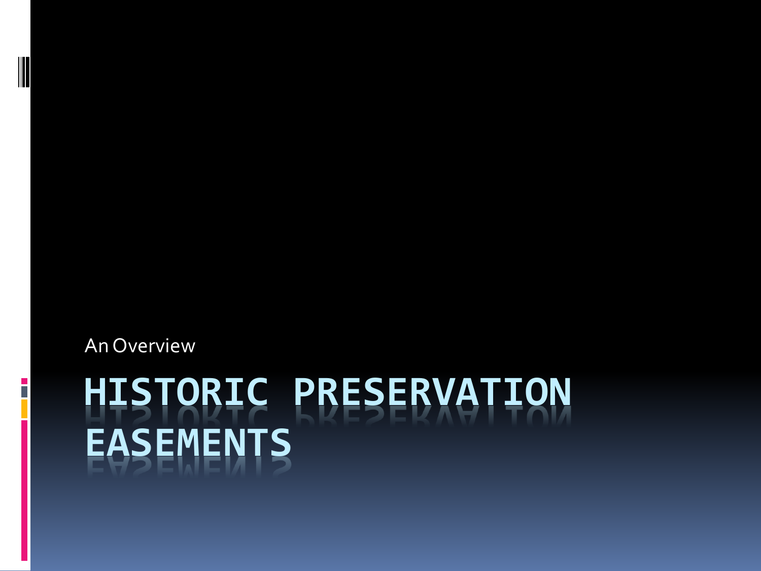An Overview

# HISTORIC PRESERVATION EASEMENTS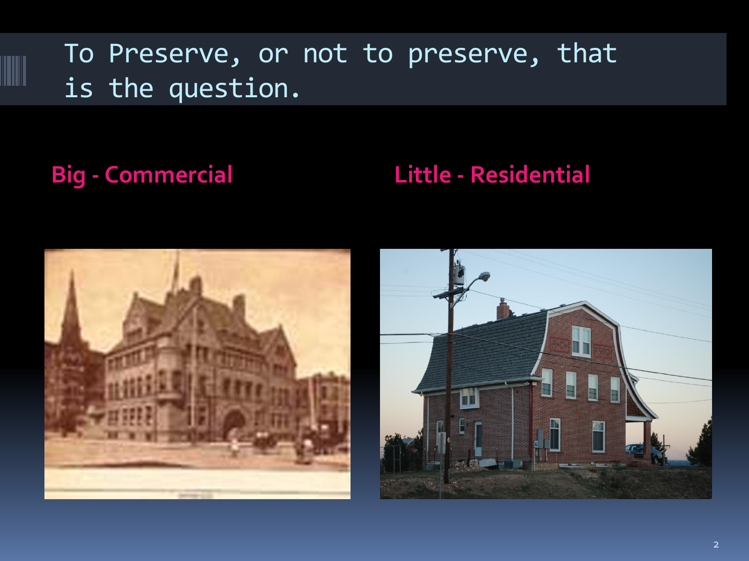# To Preserve, or not to preserve, that is the question.

**Big - Commercial**

**Little - Residential**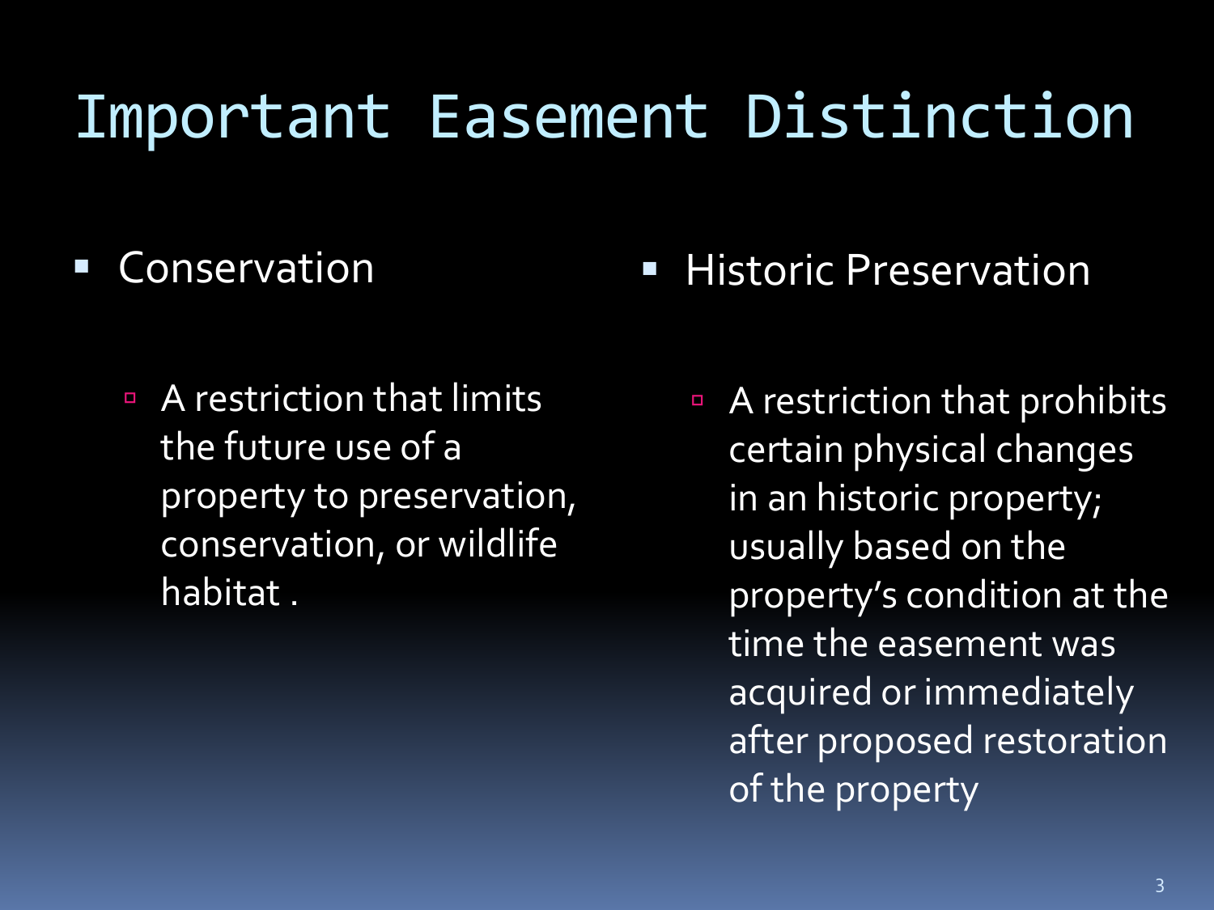# Important Easement Distinction

- Conservation
  - A restriction that limits the future use of a property to preservation, conservation, or wildlife habitat .

- Historic Preservation
  - A restriction that prohibits certain physical changes in an historic property; usually based on the property's condition at the time the easement was acquired or immediately after proposed restoration of the property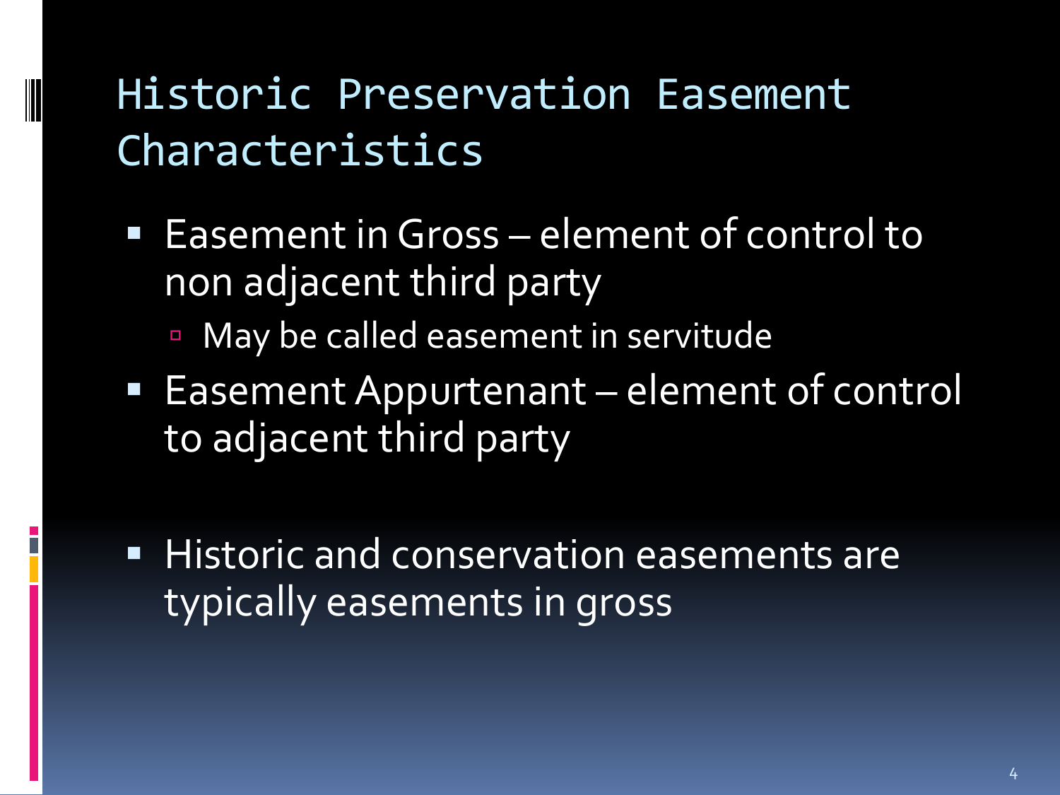# Historic Preservation Easement Characteristics

- Easement in Gross – element of control to non adjacent third party
  - May be called easement in servitude
- Easement Appurtenant – element of control to adjacent third party

- Historic and conservation easements are typically easements in gross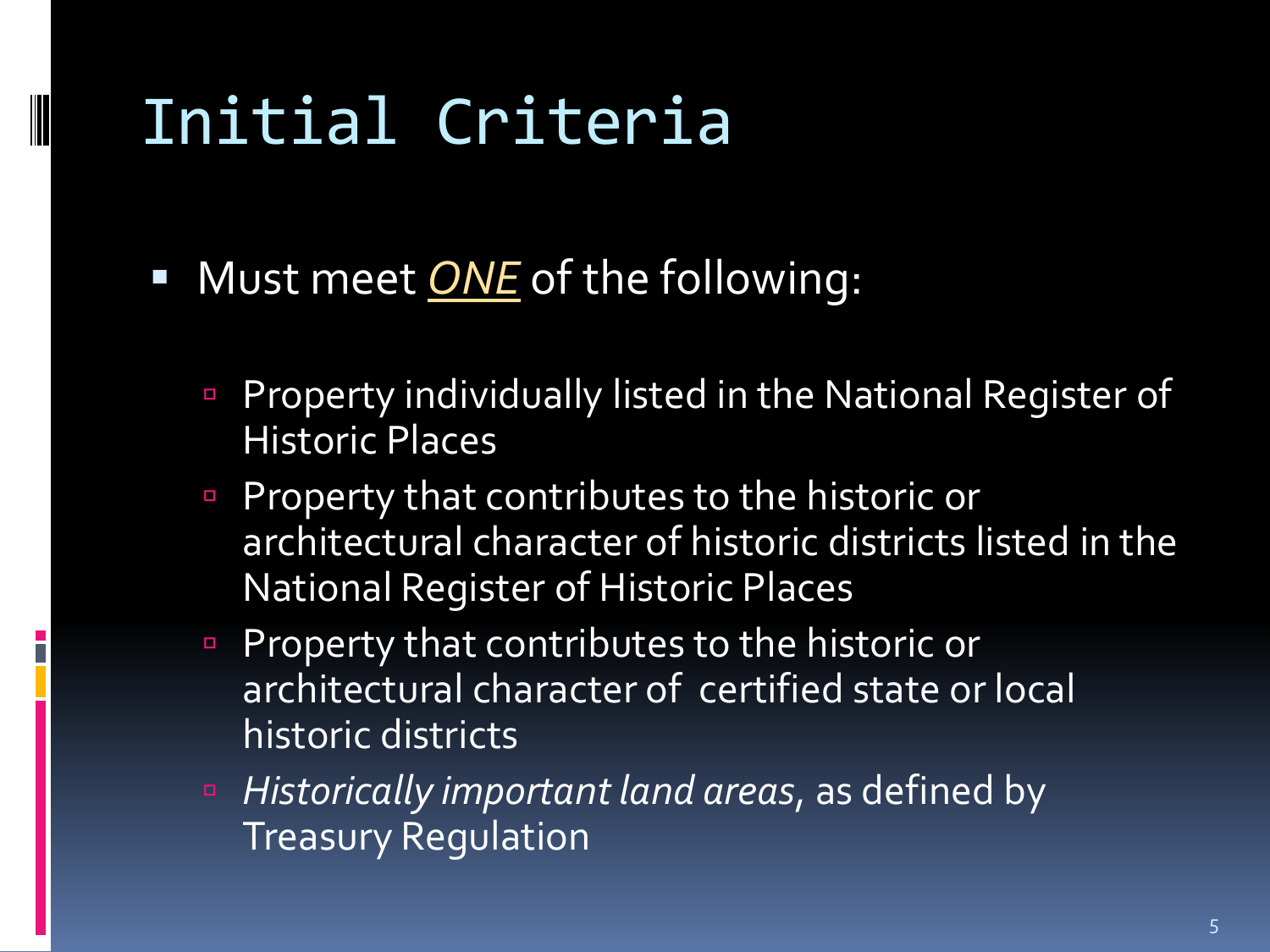# Initial Criteria

- Must meet ***ONE*** of the following:
  - Property individually listed in the National Register of Historic Places
  - Property that contributes to the historic or architectural character of historic districts listed in the National Register of Historic Places
  - Property that contributes to the historic or architectural character of certified state or local historic districts
  - *Historically important land areas*, as defined by Treasury Regulation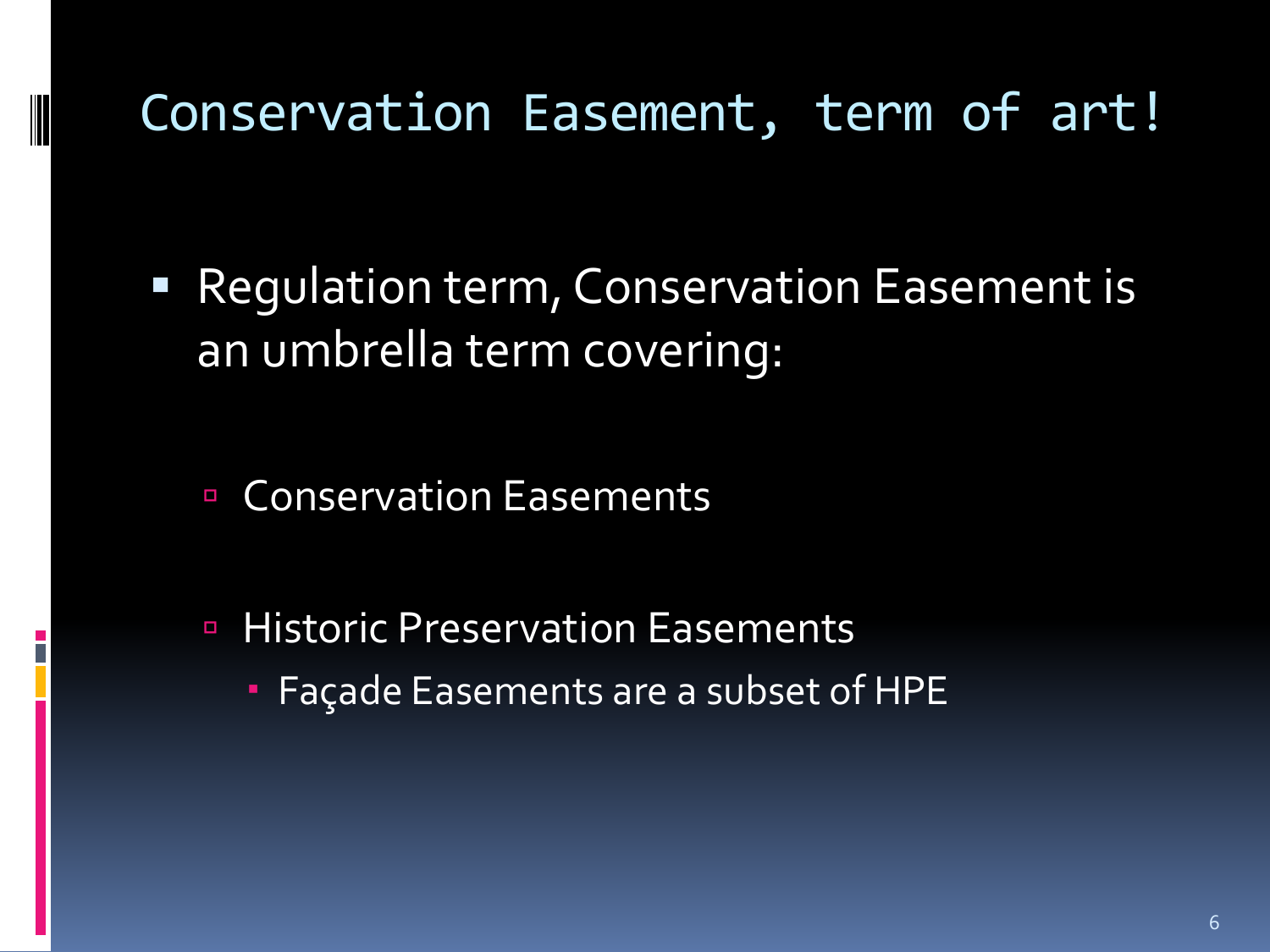# Conservation Easement, term of art!

- Regulation term, Conservation Easement is an umbrella term covering:
  - Conservation Easements
  - Historic Preservation Easements
    - Façade Easements are a subset of HPE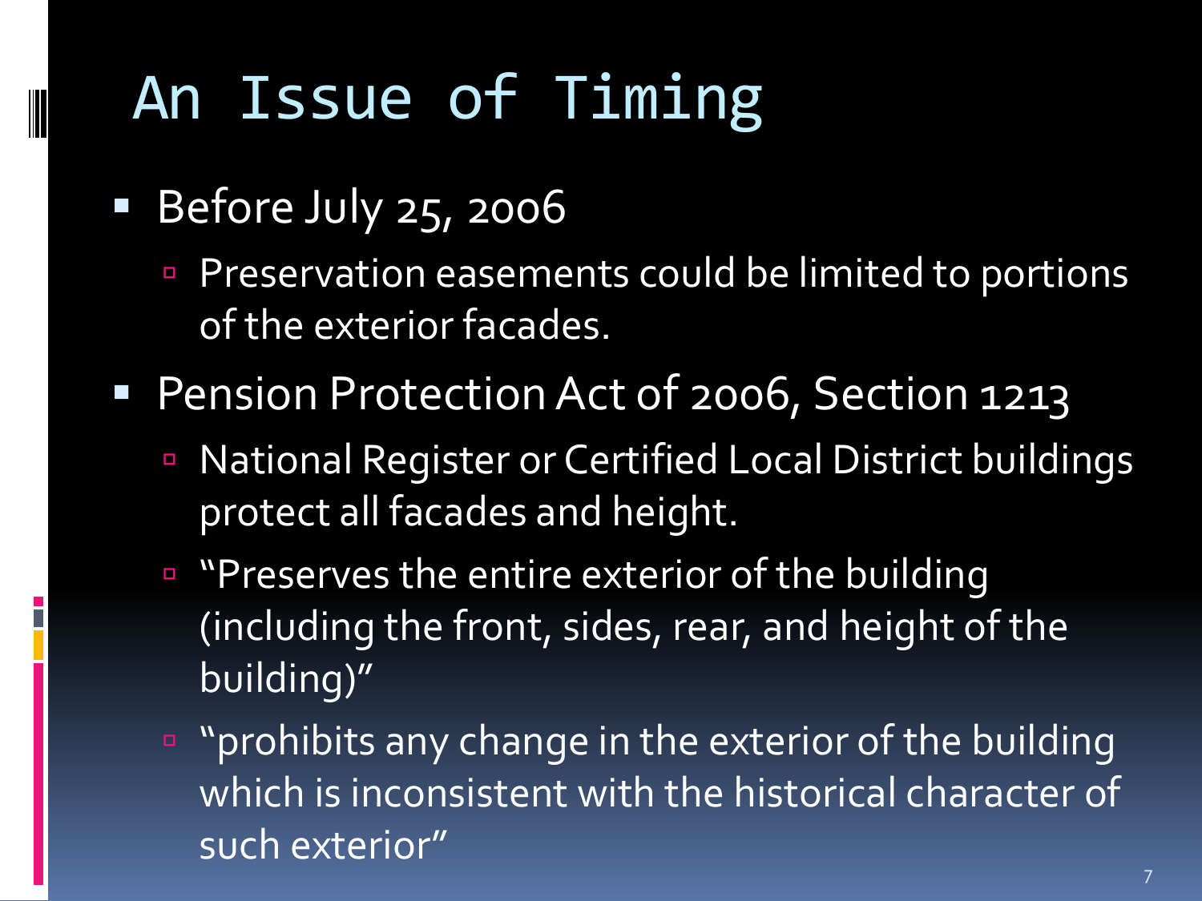# An Issue of Timing

- Before July 25, 2006
  - Preservation easements could be limited to portions of the exterior facades.
- Pension Protection Act of 2006, Section 1213
  - National Register or Certified Local District buildings protect all facades and height.
  - "Preserves the entire exterior of the building (including the front, sides, rear, and height of the building)"
  - "prohibits any change in the exterior of the building which is inconsistent with the historical character of such exterior"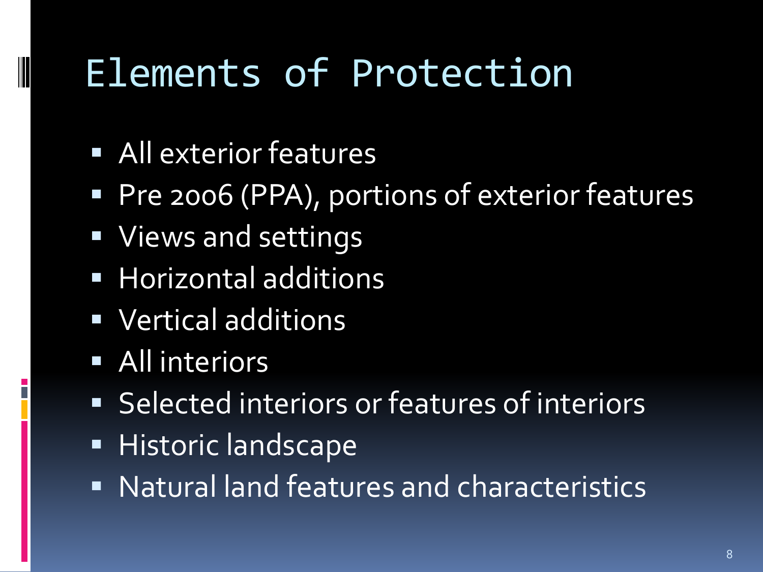# Elements of Protection

- All exterior features
- Pre 2006 (PPA), portions of exterior features
- Views and settings
- Horizontal additions
- Vertical additions
- All interiors
- Selected interiors or features of interiors
- Historic landscape
- Natural land features and characteristics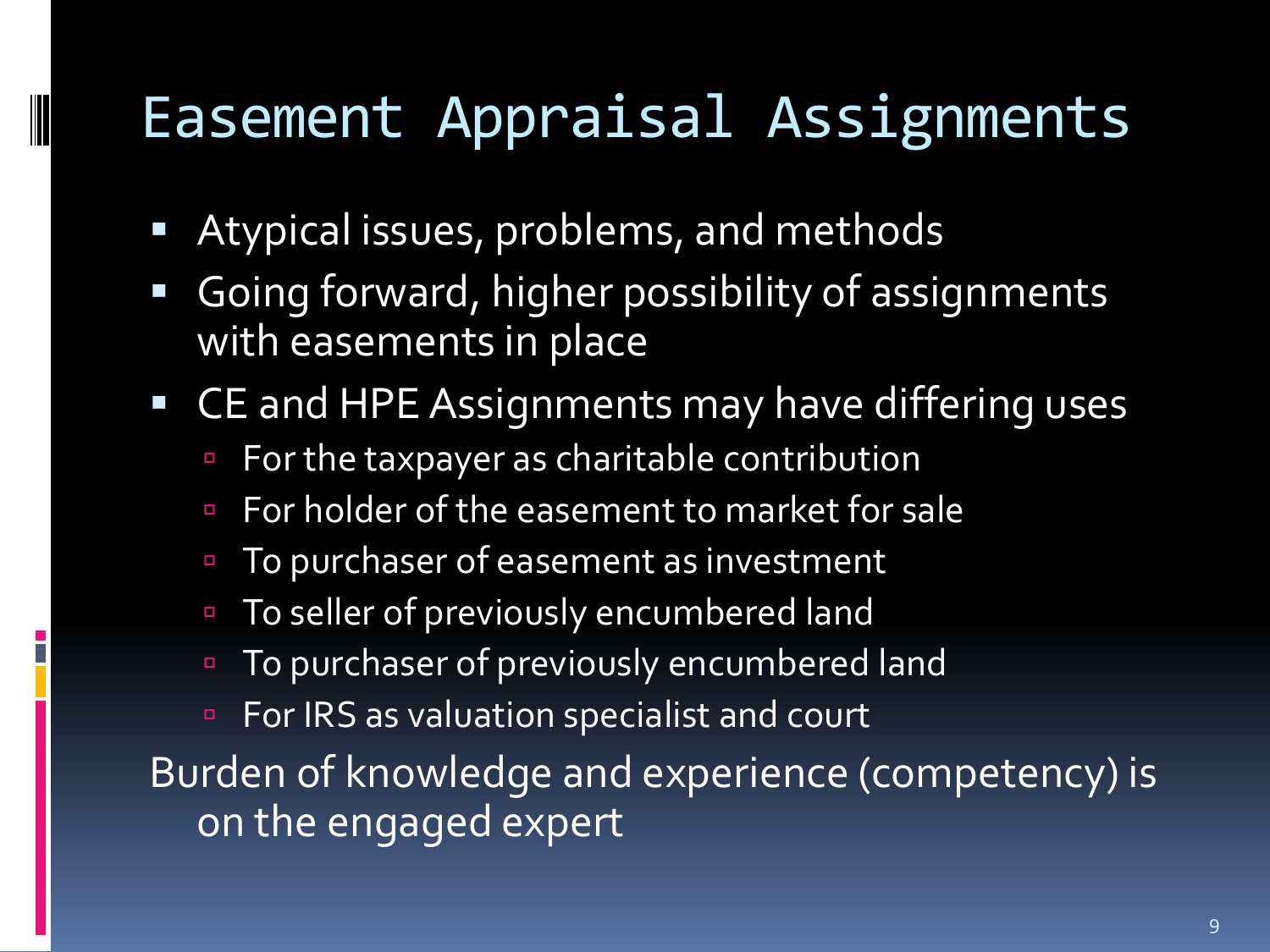# Easement Appraisal Assignments

- Atypical issues, problems, and methods
- Going forward, higher possibility of assignments with easements in place
- CE and HPE Assignments may have differing uses
  - For the taxpayer as charitable contribution
  - For holder of the easement to market for sale
  - To purchaser of easement as investment
  - To seller of previously encumbered land
  - To purchaser of previously encumbered land
  - For IRS as valuation specialist and court

Burden of knowledge and experience (competency) is on the engaged expert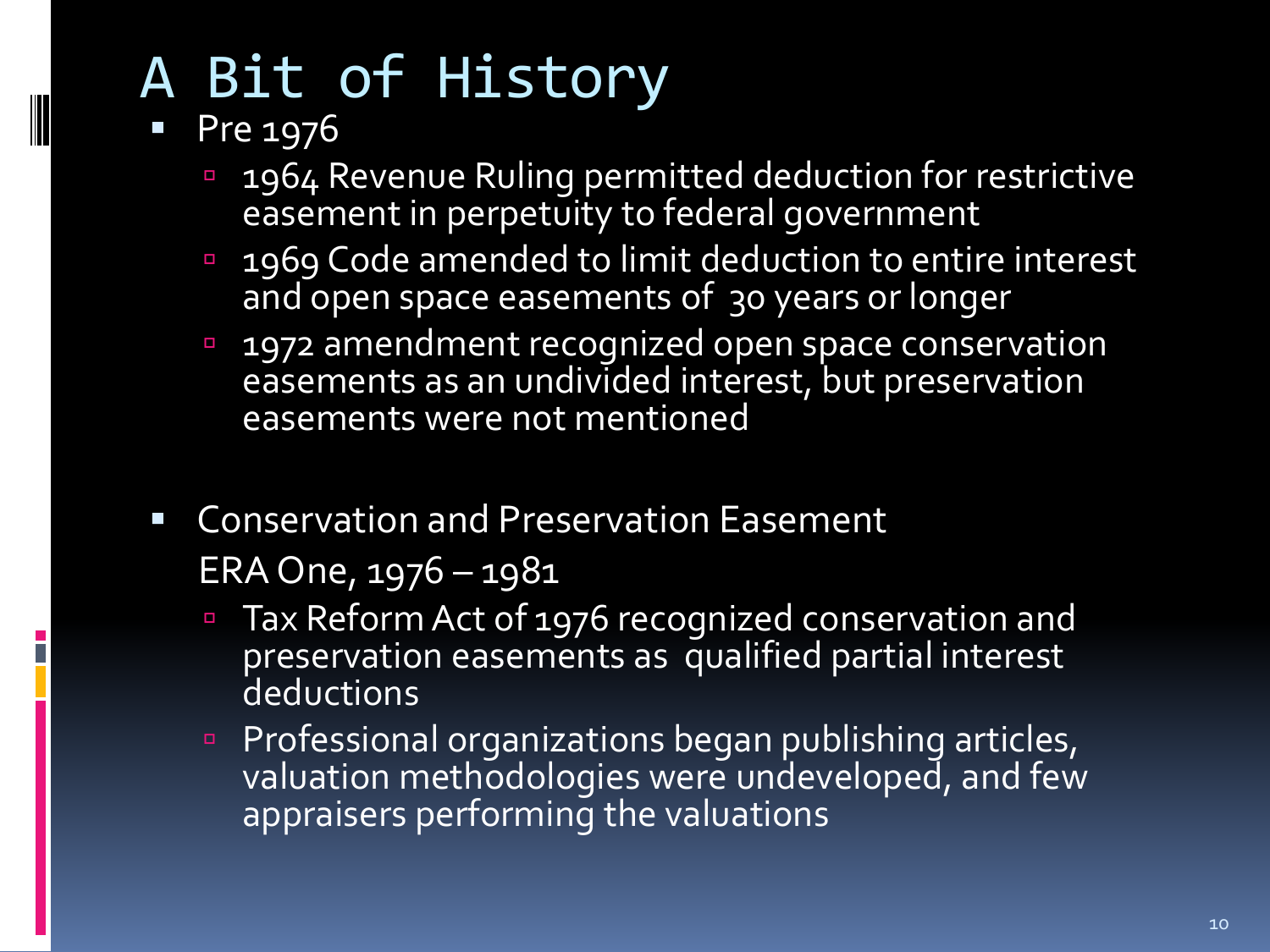# A Bit of History

- Pre 1976
  - 1964 Revenue Ruling permitted deduction for restrictive easement in perpetuity to federal government
  - 1969 Code amended to limit deduction to entire interest and open space easements of 30 years or longer
  - 1972 amendment recognized open space conservation easements as an undivided interest, but preservation easements were not mentioned

- Conservation and Preservation Easement

  ERA One, 1976 – 1981
  - Tax Reform Act of 1976 recognized conservation and preservation easements as qualified partial interest deductions
  - Professional organizations began publishing articles, valuation methodologies were undeveloped, and few appraisers performing the valuations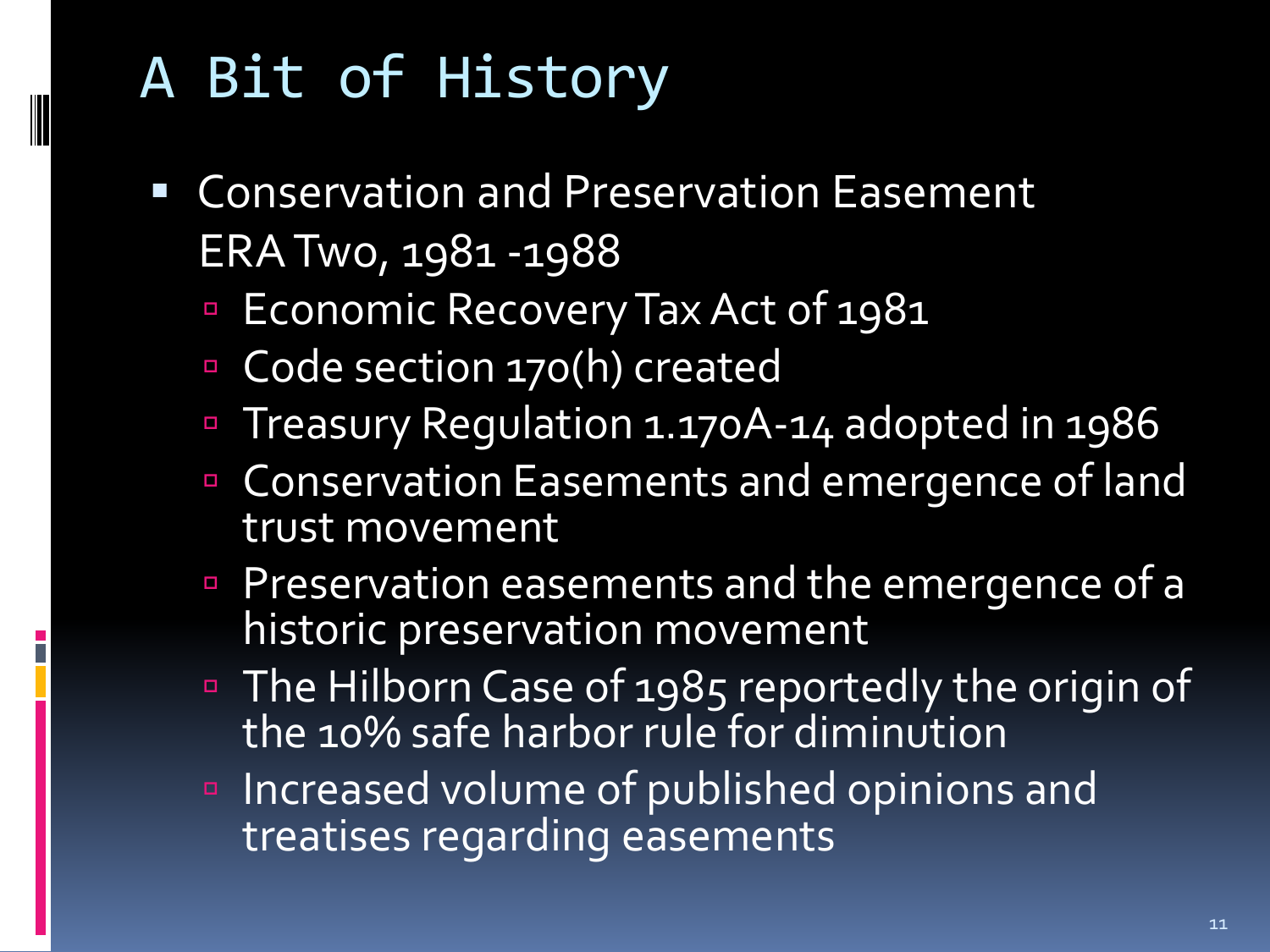# A Bit of History

- Conservation and Preservation Easement ERA Two, 1981 -1988
  - Economic Recovery Tax Act of 1981
  - Code section 170(h) created
  - Treasury Regulation 1.170A-14 adopted in 1986
  - Conservation Easements and emergence of land trust movement
  - Preservation easements and the emergence of a historic preservation movement
  - The Hilborn Case of 1985 reportedly the origin of the 10% safe harbor rule for diminution
  - Increased volume of published opinions and treatises regarding easements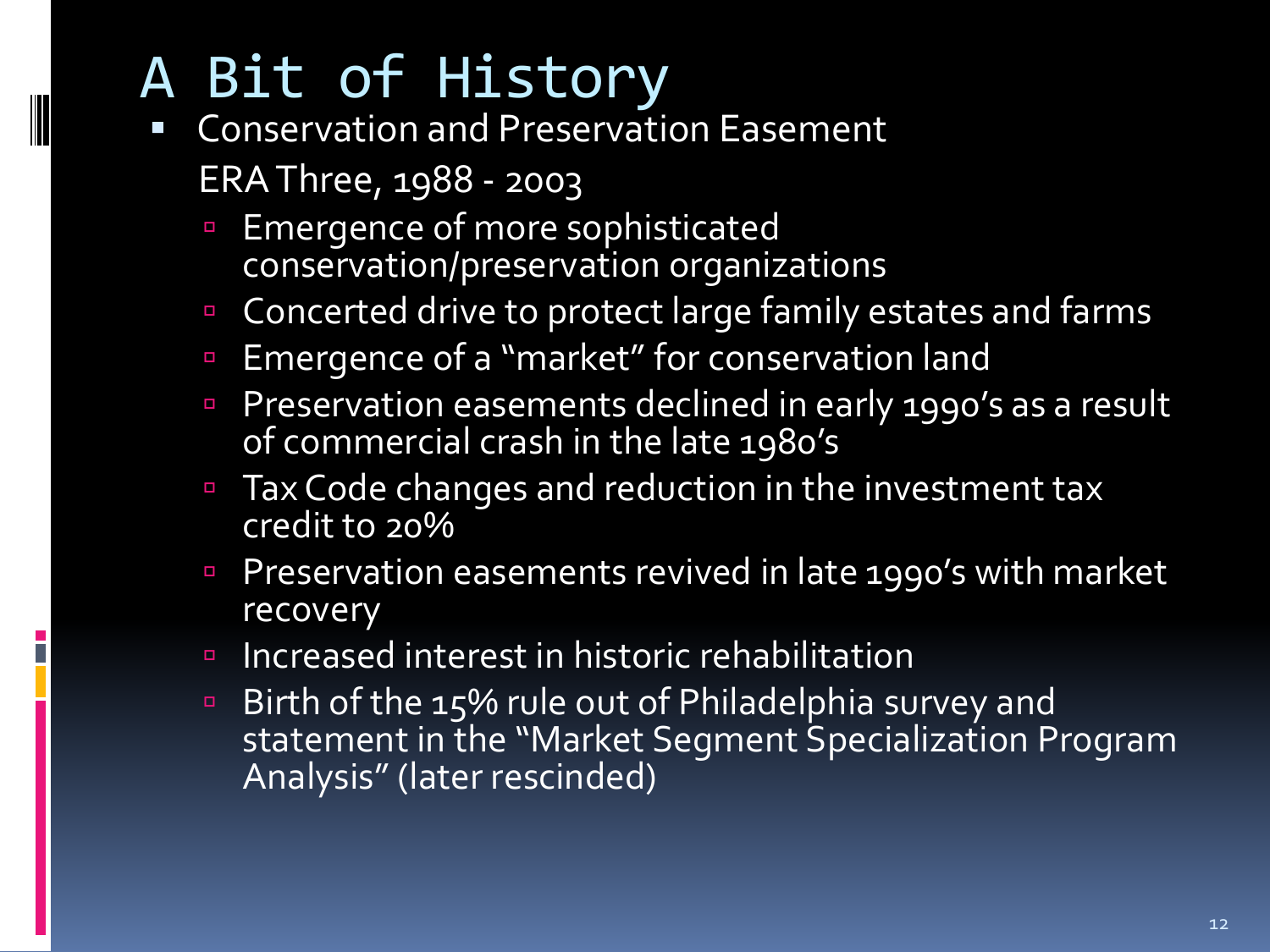# A Bit of History

- Conservation and Preservation Easement

  ERA Three, 1988 - 2003

  - Emergence of more sophisticated conservation/preservation organizations
  - Concerted drive to protect large family estates and farms
  - Emergence of a "market" for conservation land
  - Preservation easements declined in early 1990's as a result of commercial crash in the late 1980's
  - Tax Code changes and reduction in the investment tax credit to 20%
  - Preservation easements revived in late 1990's with market recovery
  - Increased interest in historic rehabilitation
  - Birth of the 15% rule out of Philadelphia survey and statement in the "Market Segment Specialization Program Analysis" (later rescinded)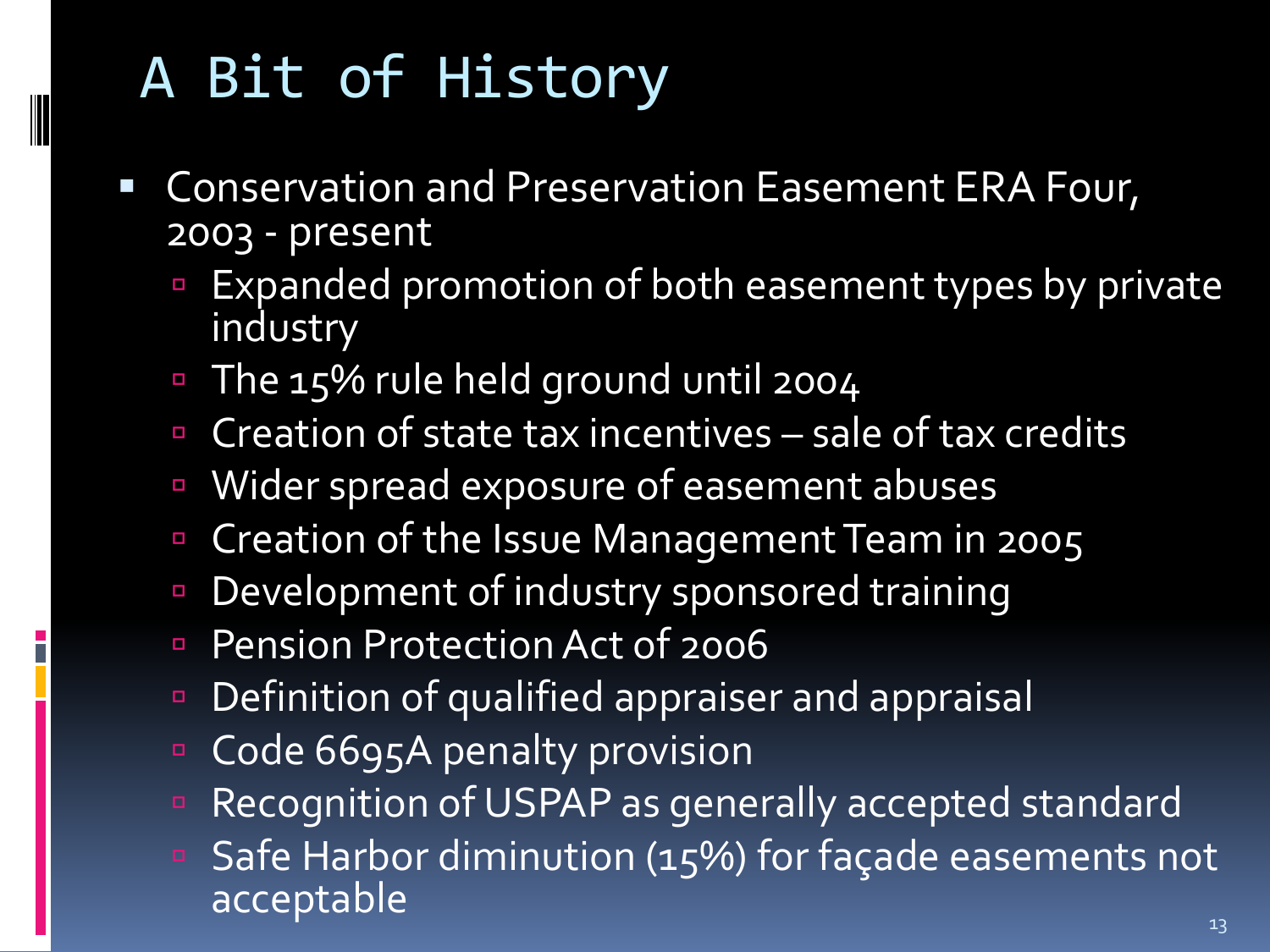# A Bit of History

- Conservation and Preservation Easement ERA Four, 2003 - present
  - Expanded promotion of both easement types by private industry
  - The 15% rule held ground until 2004
  - Creation of state tax incentives – sale of tax credits
  - Wider spread exposure of easement abuses
  - Creation of the Issue Management Team in 2005
  - Development of industry sponsored training
  - Pension Protection Act of 2006
  - Definition of qualified appraiser and appraisal
  - Code 6695A penalty provision
  - Recognition of USPAP as generally accepted standard
  - Safe Harbor diminution (15%) for façade easements not acceptable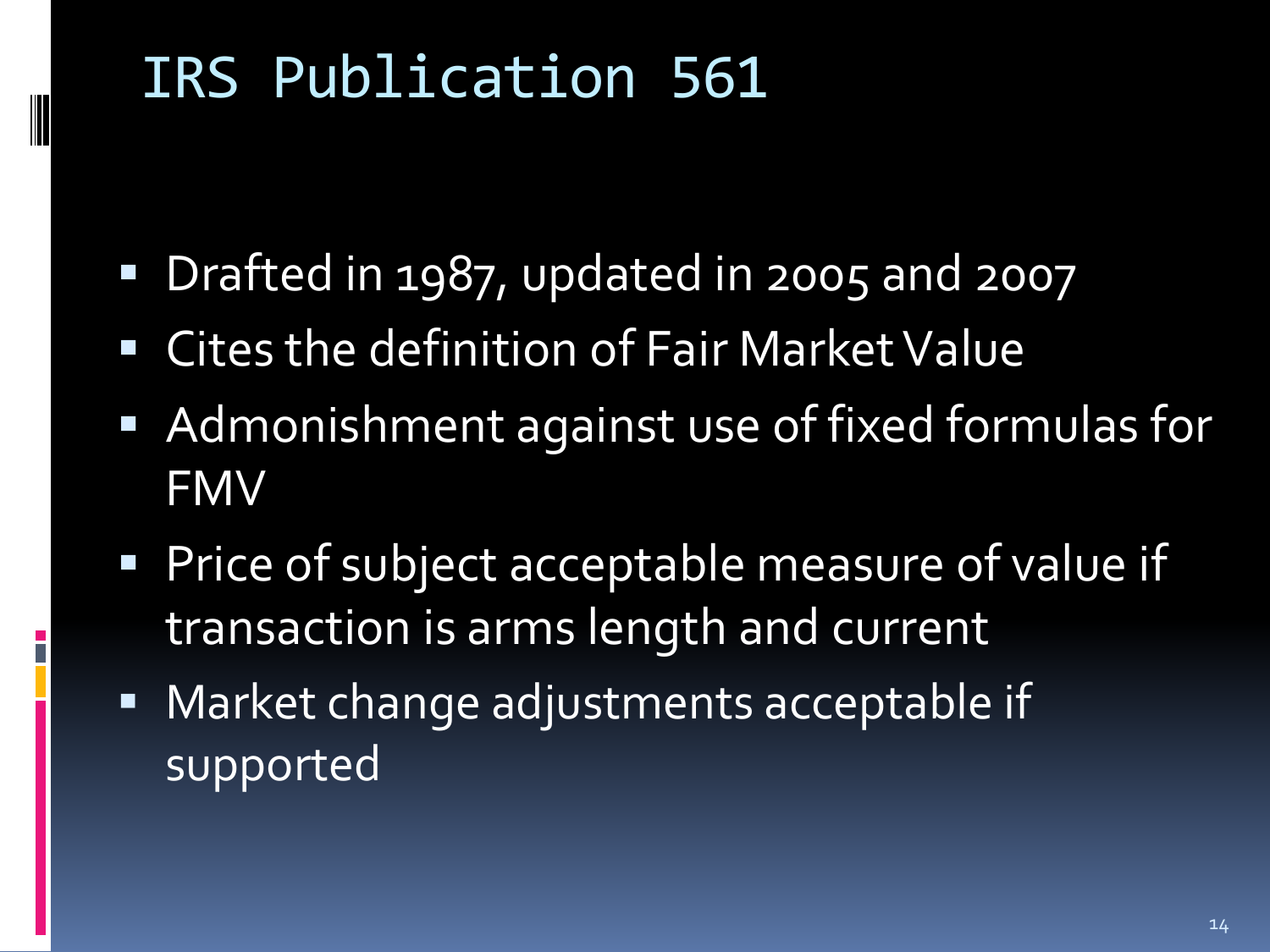# IRS Publication 561

- Drafted in 1987, updated in 2005 and 2007
- Cites the definition of Fair Market Value
- Admonishment against use of fixed formulas for FMV
- Price of subject acceptable measure of value if transaction is arms length and current
- Market change adjustments acceptable if supported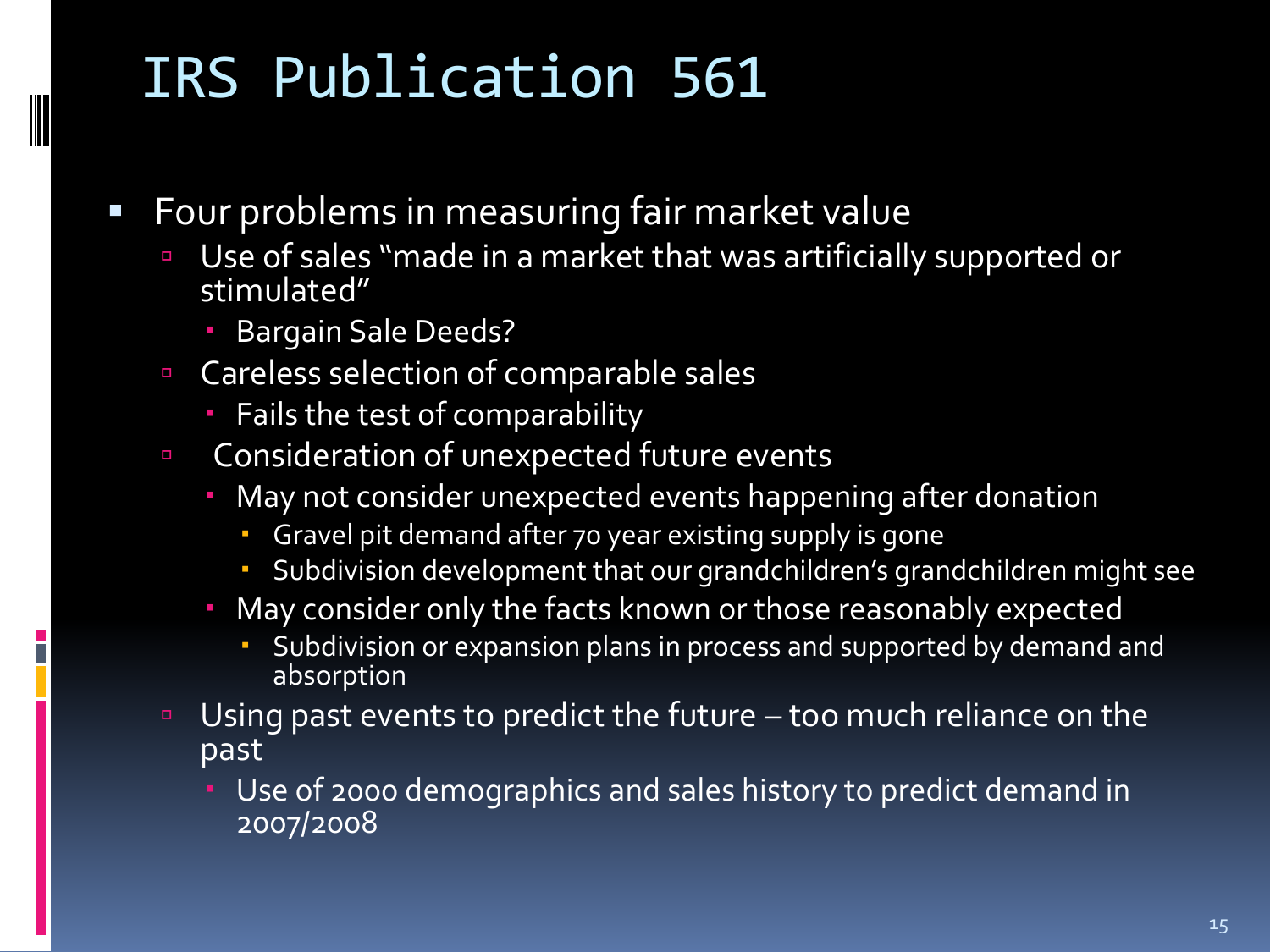# IRS Publication 561

- Four problems in measuring fair market value
  - Use of sales "made in a market that was artificially supported or stimulated"
    - Bargain Sale Deeds?
  - Careless selection of comparable sales
    - Fails the test of comparability
  - Consideration of unexpected future events
    - May not consider unexpected events happening after donation
      - Gravel pit demand after 70 year existing supply is gone
      - Subdivision development that our grandchildren's grandchildren might see
    - May consider only the facts known or those reasonably expected
      - Subdivision or expansion plans in process and supported by demand and absorption
  - Using past events to predict the future – too much reliance on the past
    - Use of 2000 demographics and sales history to predict demand in 2007/2008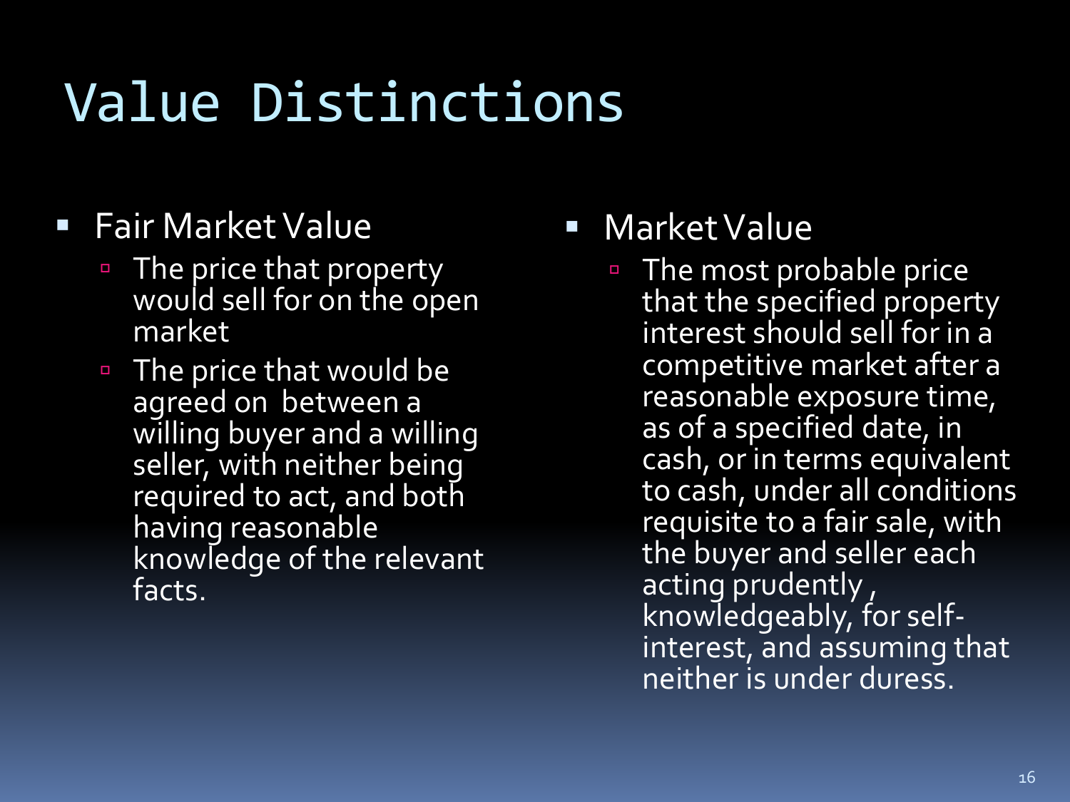# Value Distinctions

- Fair Market Value
  - The price that property would sell for on the open market
  - The price that would be agreed on between a willing buyer and a willing seller, with neither being required to act, and both having reasonable knowledge of the relevant facts.

- Market Value
  - The most probable price that the specified property interest should sell for in a competitive market after a reasonable exposure time, as of a specified date, in cash, or in terms equivalent to cash, under all conditions requisite to a fair sale, with the buyer and seller each acting prudently , knowledgeably, for self-interest, and assuming that neither is under duress.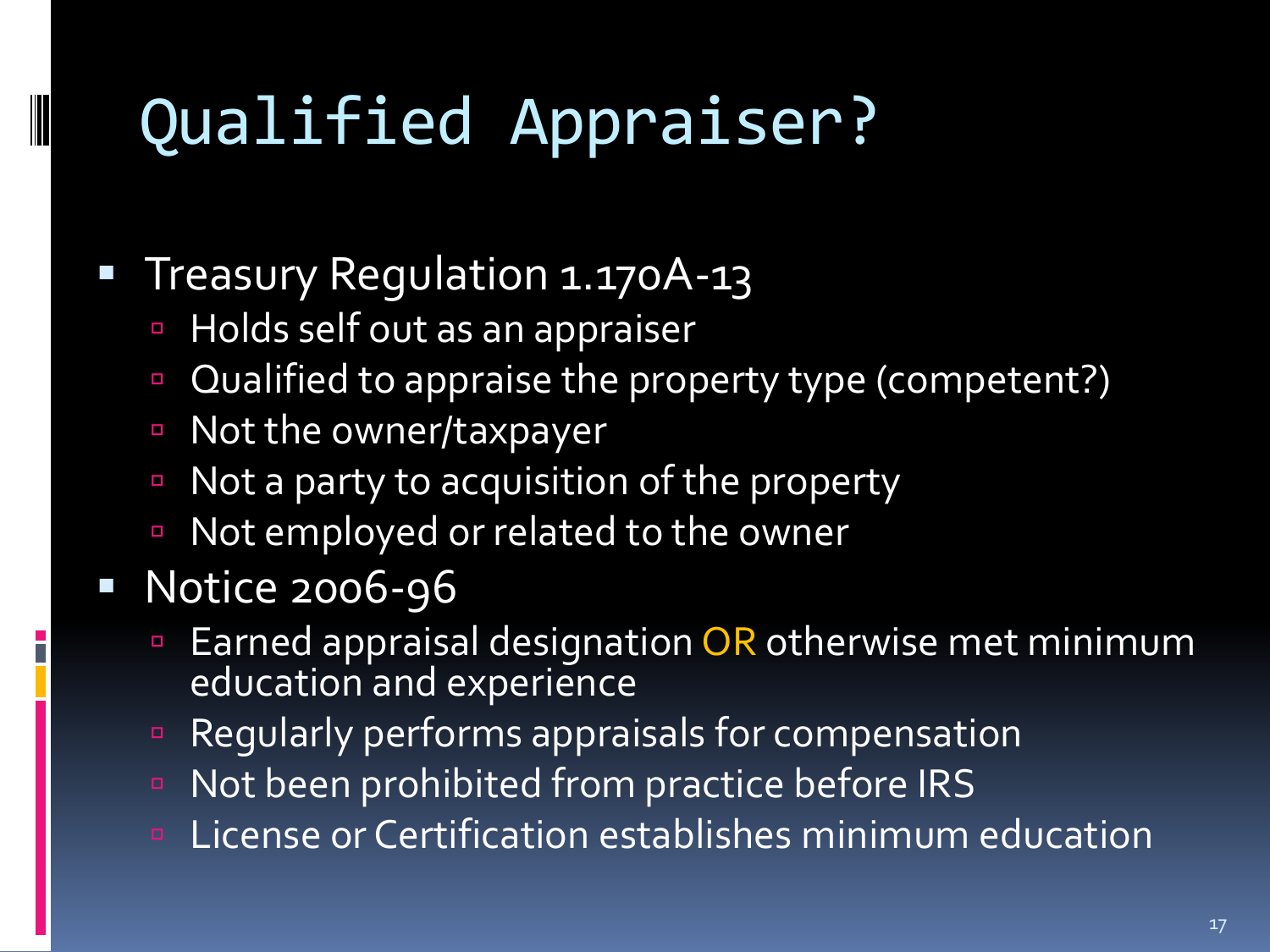# Qualified Appraiser?

- Treasury Regulation 1.170A-13
  - Holds self out as an appraiser
  - Qualified to appraise the property type (competent?)
  - Not the owner/taxpayer
  - Not a party to acquisition of the property
  - Not employed or related to the owner
- Notice 2006-96
  - Earned appraisal designation OR otherwise met minimum education and experience
  - Regularly performs appraisals for compensation
  - Not been prohibited from practice before IRS
  - License or Certification establishes minimum education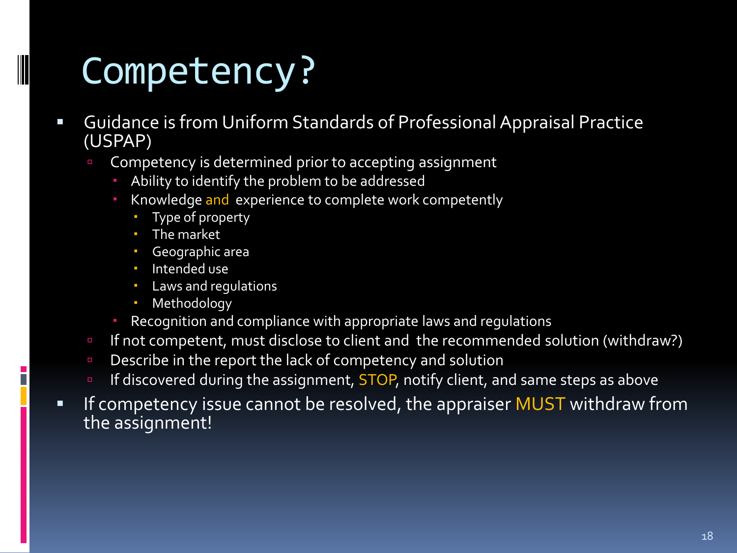# Competency?

- Guidance is from Uniform Standards of Professional Appraisal Practice (USPAP)
  - Competency is determined prior to accepting assignment
    - Ability to identify the problem to be addressed
    - Knowledge and experience to complete work competently
      - Type of property
      - The market
      - Geographic area
      - Intended use
      - Laws and regulations
      - Methodology
    - Recognition and compliance with appropriate laws and regulations
  - If not competent, must disclose to client and the recommended solution (withdraw?)
  - Describe in the report the lack of competency and solution
  - If discovered during the assignment, STOP, notify client, and same steps as above
- If competency issue cannot be resolved, the appraiser MUST withdraw from the assignment!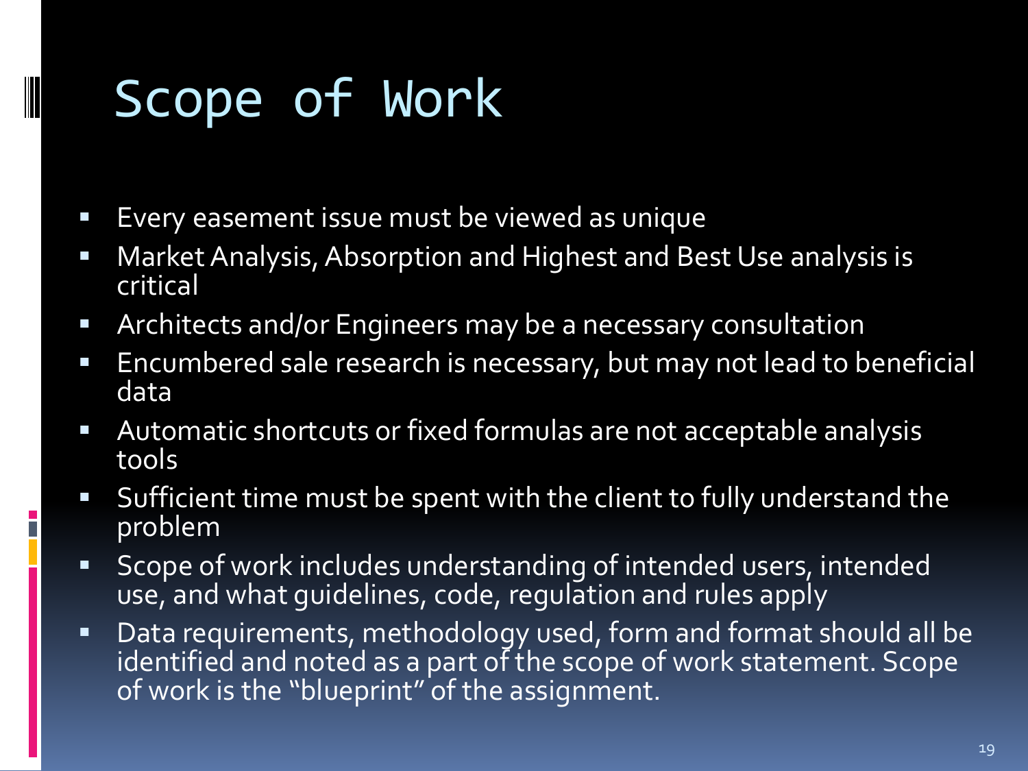# Scope of Work

- Every easement issue must be viewed as unique
- Market Analysis, Absorption and Highest and Best Use analysis is critical
- Architects and/or Engineers may be a necessary consultation
- Encumbered sale research is necessary, but may not lead to beneficial data
- Automatic shortcuts or fixed formulas are not acceptable analysis tools
- Sufficient time must be spent with the client to fully understand the problem
- Scope of work includes understanding of intended users, intended use, and what guidelines, code, regulation and rules apply
- Data requirements, methodology used, form and format should all be identified and noted as a part of the scope of work statement. Scope of work is the "blueprint" of the assignment.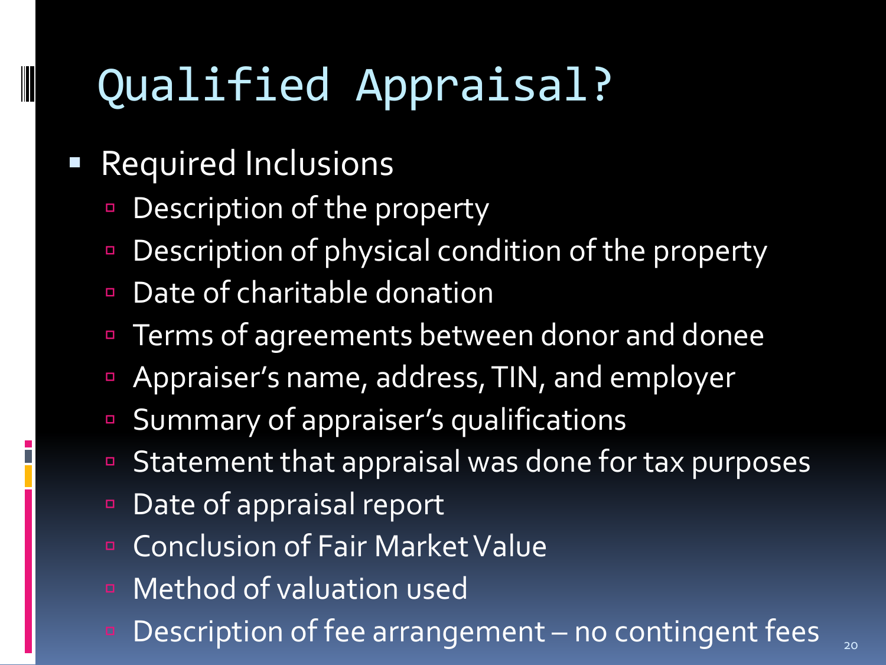# Qualified Appraisal?

- Required Inclusions
  - Description of the property
  - Description of physical condition of the property
  - Date of charitable donation
  - Terms of agreements between donor and donee
  - Appraiser's name, address, TIN, and employer
  - Summary of appraiser's qualifications
  - Statement that appraisal was done for tax purposes
  - Date of appraisal report
  - Conclusion of Fair Market Value
  - Method of valuation used
  - Description of fee arrangement – no contingent fees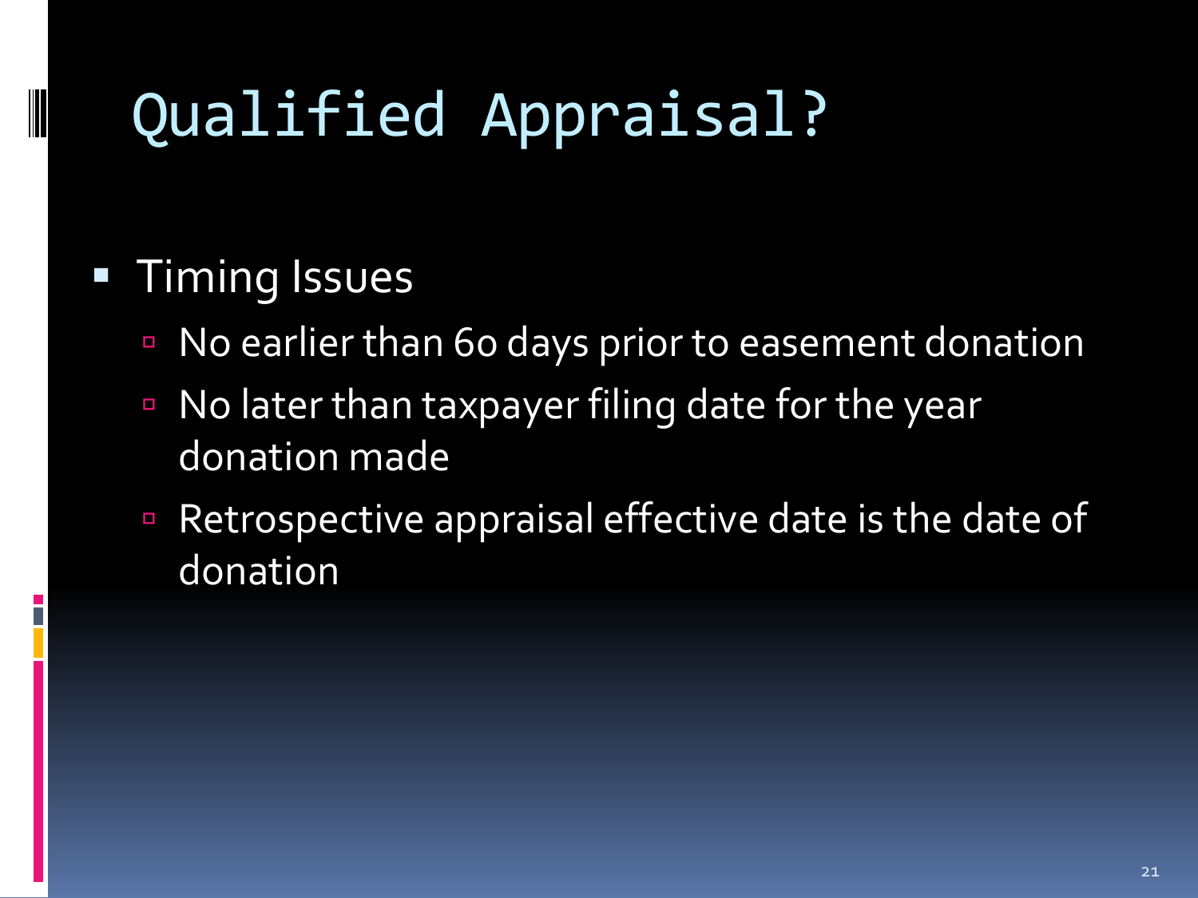# Qualified Appraisal?

- Timing Issues
  - No earlier than 60 days prior to easement donation
  - No later than taxpayer filing date for the year donation made
  - Retrospective appraisal effective date is the date of donation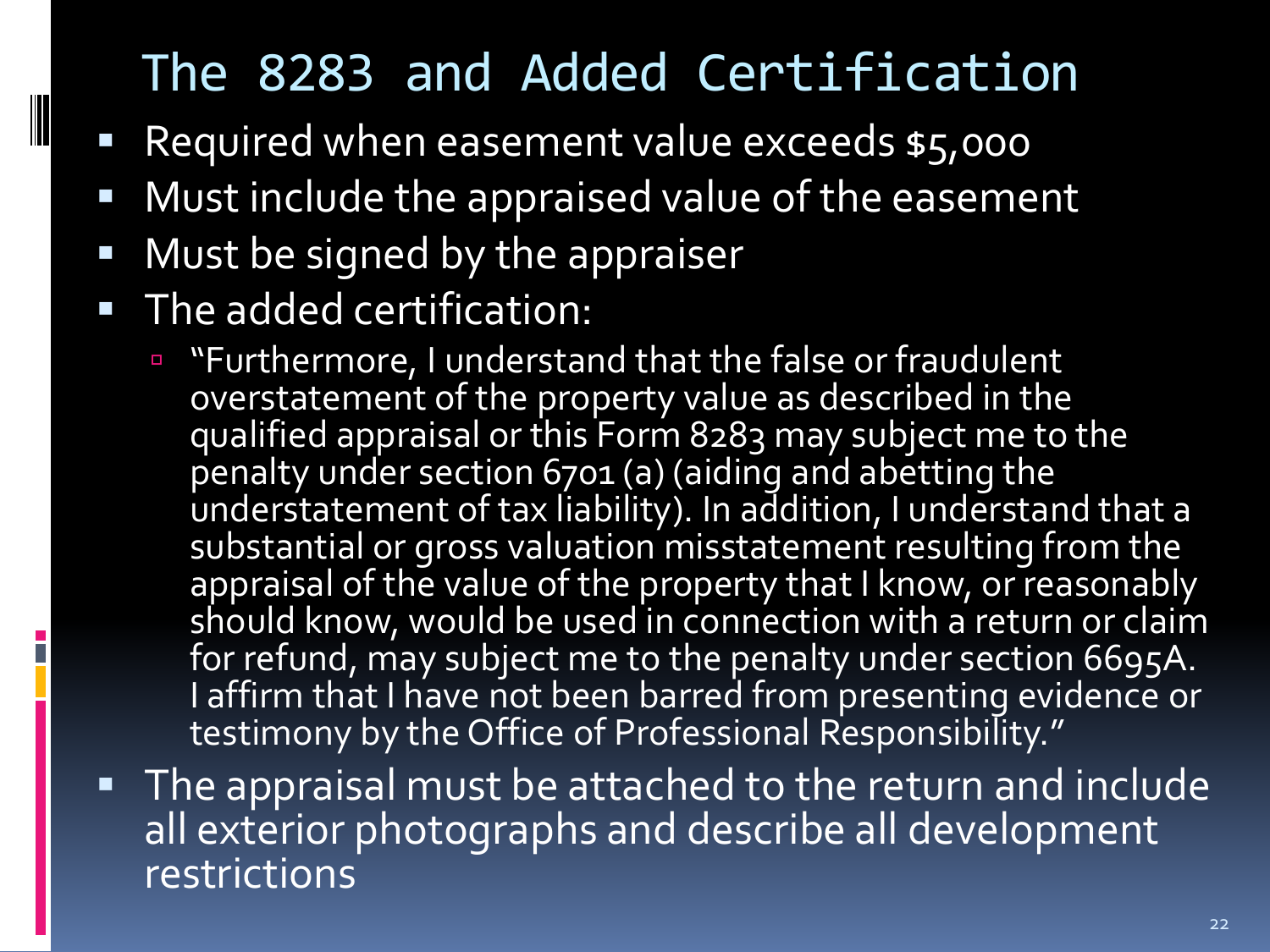# The 8283 and Added Certification

- Required when easement value exceeds $5,000
- Must include the appraised value of the easement
- Must be signed by the appraiser
- The added certification:
  - "Furthermore, I understand that the false or fraudulent overstatement of the property value as described in the qualified appraisal or this Form 8283 may subject me to the penalty under section 6701 (a) (aiding and abetting the understatement of tax liability). In addition, I understand that a substantial or gross valuation misstatement resulting from the appraisal of the value of the property that I know, or reasonably should know, would be used in connection with a return or claim for refund, may subject me to the penalty under section 6695A. I affirm that I have not been barred from presenting evidence or testimony by the Office of Professional Responsibility."
- The appraisal must be attached to the return and include all exterior photographs and describe all development restrictions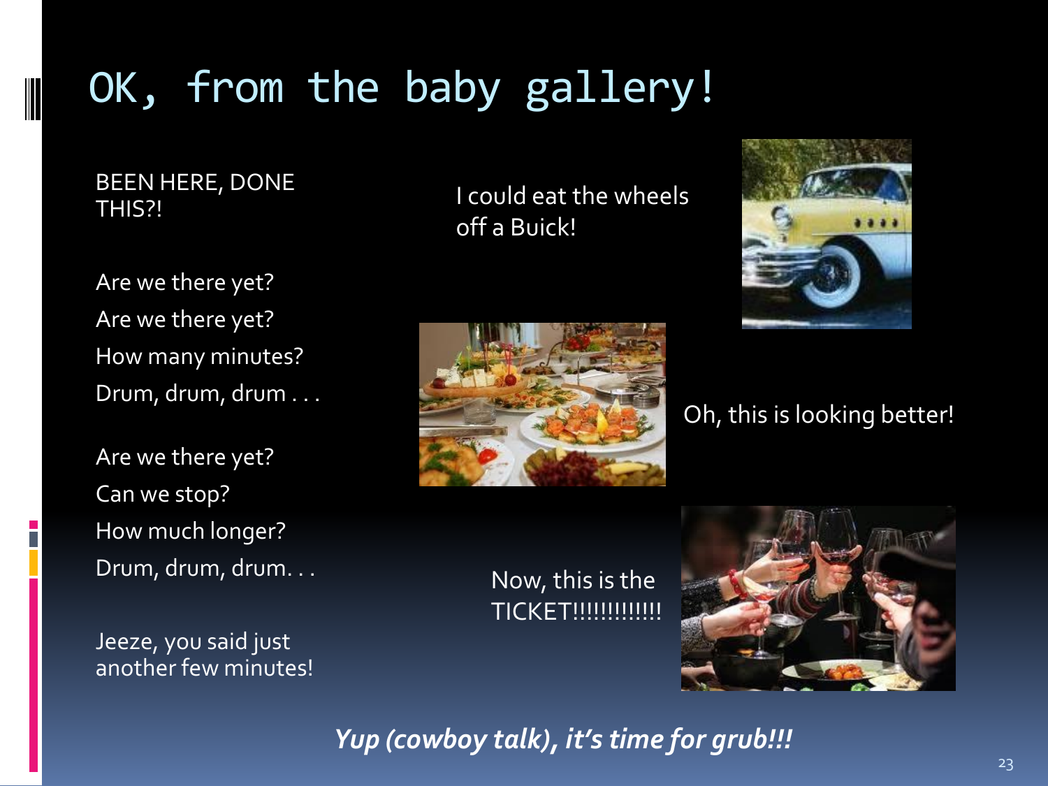# OK, from the baby gallery!

BEEN HERE, DONE THIS?!

Are we there yet?

Are we there yet?

How many minutes?

Drum, drum, drum . . .

Are we there yet?

Can we stop?

How much longer?

Drum, drum, drum. . .

Jeeze, you said just another few minutes!

I could eat the wheels off a Buick!

Oh, this is looking better!

Now, this is the TICKET!!!!!!!!!!!!

*Yup (cowboy talk), it's time for grub!!!*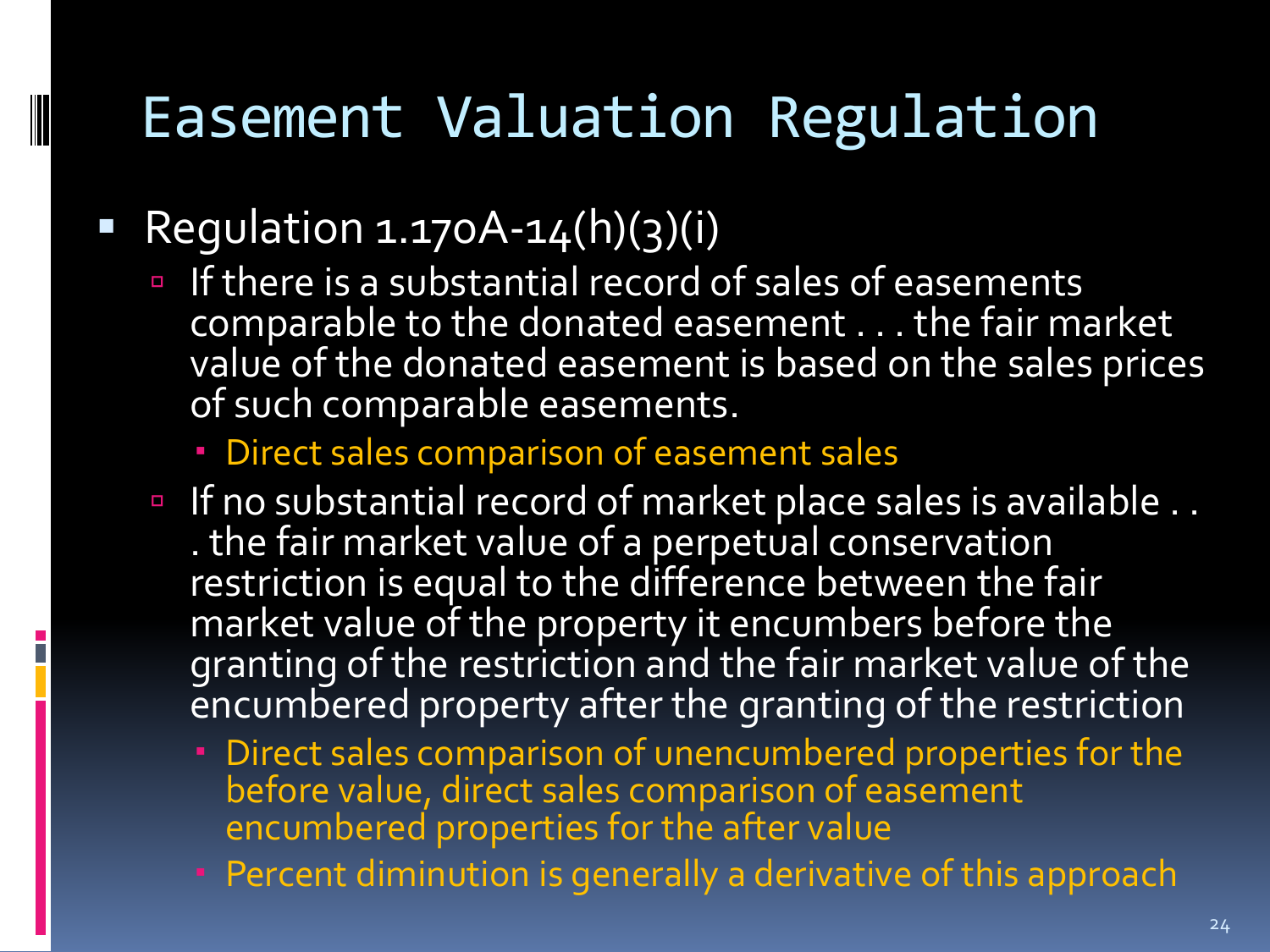# Easement Valuation Regulation

- Regulation 1.170A-14(h)(3)(i)
  - If there is a substantial record of sales of easements comparable to the donated easement . . . the fair market value of the donated easement is based on the sales prices of such comparable easements.
    - Direct sales comparison of easement sales
  - If no substantial record of market place sales is available . . . the fair market value of a perpetual conservation restriction is equal to the difference between the fair market value of the property it encumbers before the granting of the restriction and the fair market value of the encumbered property after the granting of the restriction
    - Direct sales comparison of unencumbered properties for the before value, direct sales comparison of easement encumbered properties for the after value
    - Percent diminution is generally a derivative of this approach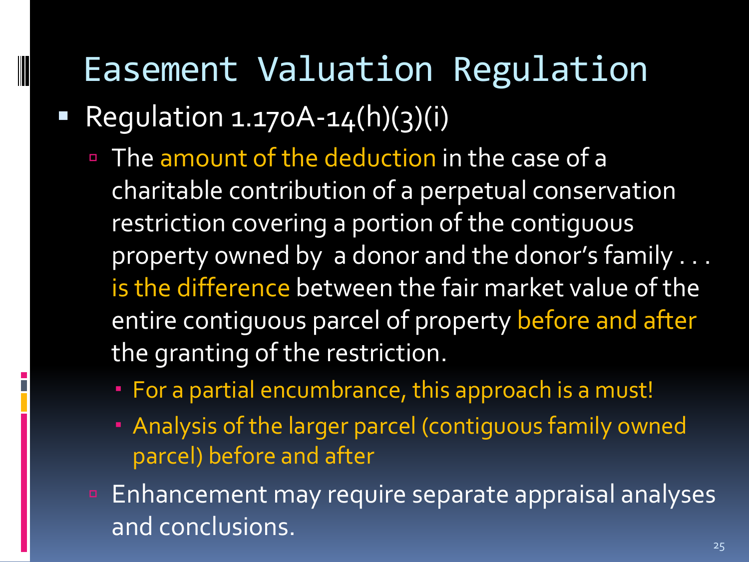# Easement Valuation Regulation

- Regulation 1.170A-14(h)(3)(i)
  - The amount of the deduction in the case of a charitable contribution of a perpetual conservation restriction covering a portion of the contiguous property owned by a donor and the donor's family . . . is the difference between the fair market value of the entire contiguous parcel of property before and after the granting of the restriction.
    - For a partial encumbrance, this approach is a must!
    - Analysis of the larger parcel (contiguous family owned parcel) before and after
  - Enhancement may require separate appraisal analyses and conclusions.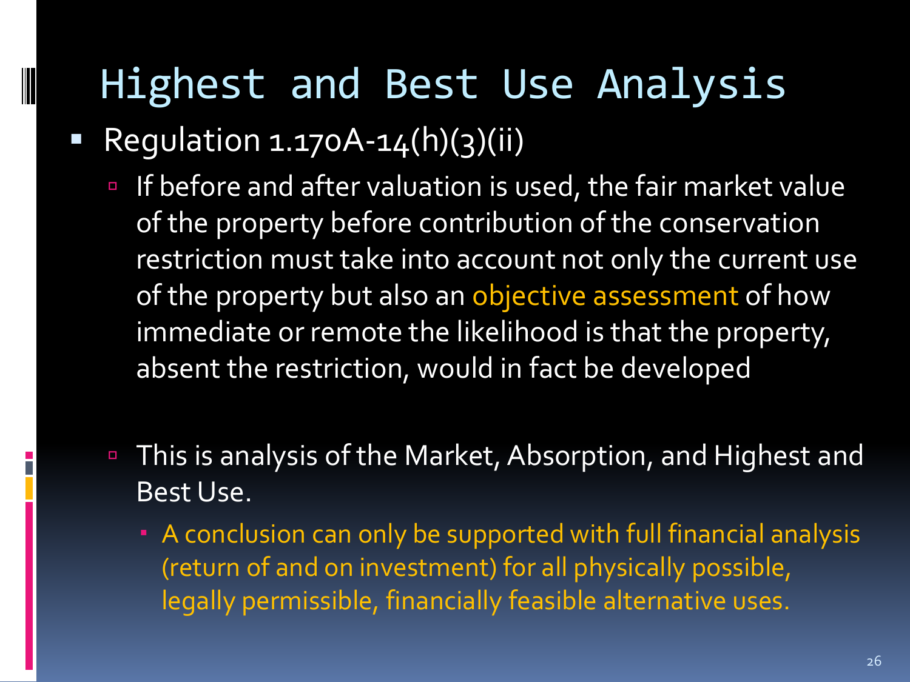# Highest and Best Use Analysis

- Regulation 1.170A-14(h)(3)(ii)
  - If before and after valuation is used, the fair market value of the property before contribution of the conservation restriction must take into account not only the current use of the property but also an objective assessment of how immediate or remote the likelihood is that the property, absent the restriction, would in fact be developed
  - This is analysis of the Market, Absorption, and Highest and Best Use.
    - A conclusion can only be supported with full financial analysis (return of and on investment) for all physically possible, legally permissible, financially feasible alternative uses.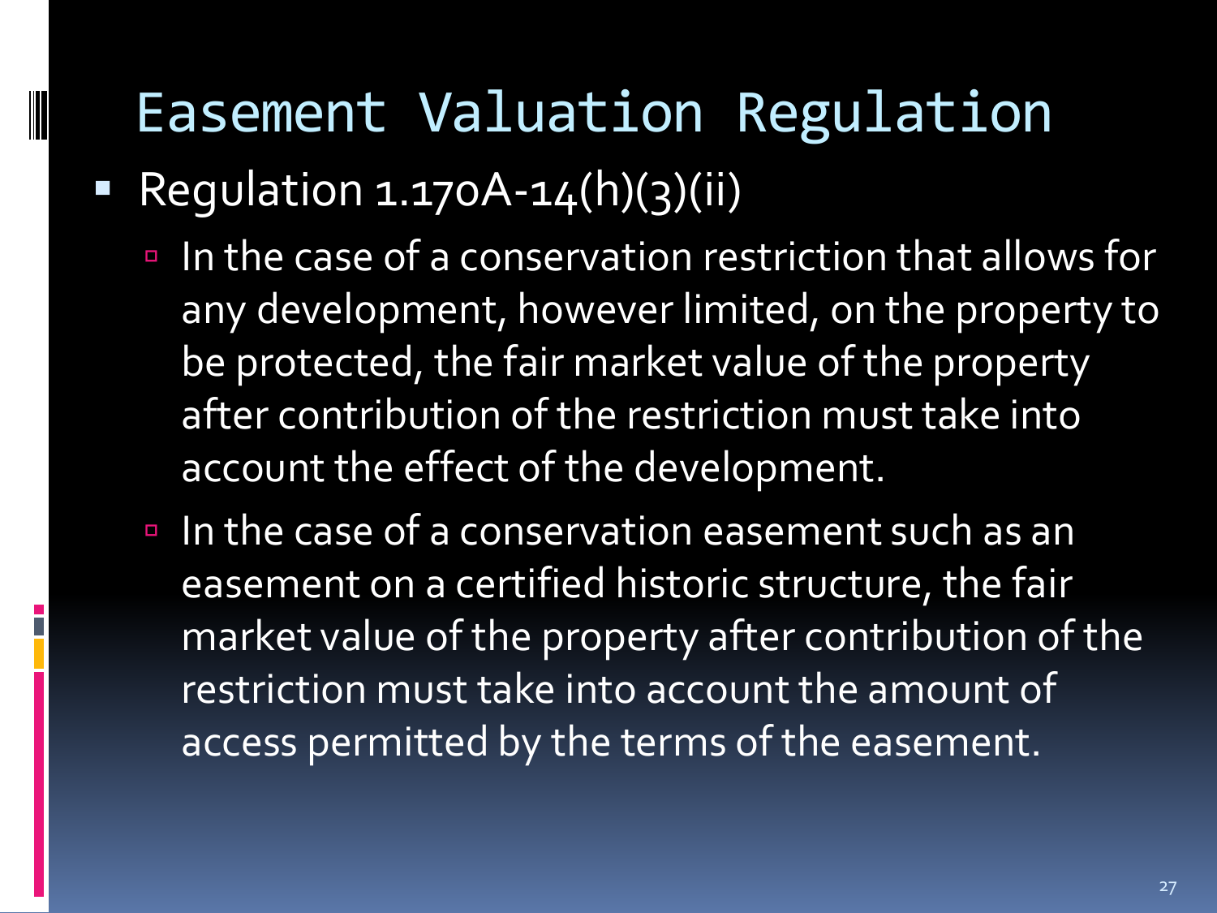# Easement Valuation Regulation

- Regulation 1.170A-14(h)(3)(ii)
  - In the case of a conservation restriction that allows for any development, however limited, on the property to be protected, the fair market value of the property after contribution of the restriction must take into account the effect of the development.
  - In the case of a conservation easement such as an easement on a certified historic structure, the fair market value of the property after contribution of the restriction must take into account the amount of access permitted by the terms of the easement.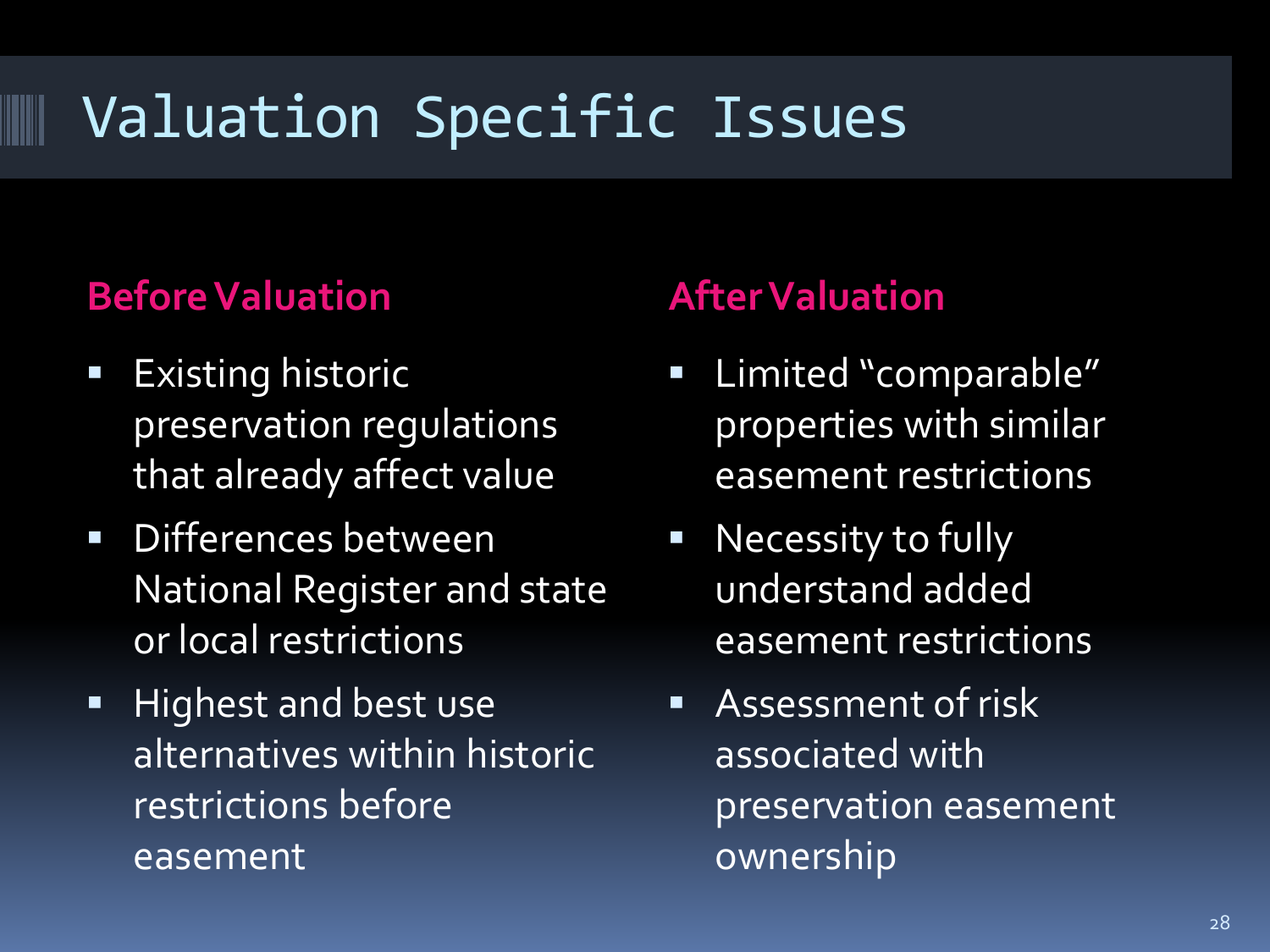# Valuation Specific Issues

### Before Valuation

- Existing historic preservation regulations that already affect value
- Differences between National Register and state or local restrictions
- Highest and best use alternatives within historic restrictions before easement

### After Valuation

- Limited "comparable" properties with similar easement restrictions
- Necessity to fully understand added easement restrictions
- Assessment of risk associated with preservation easement ownership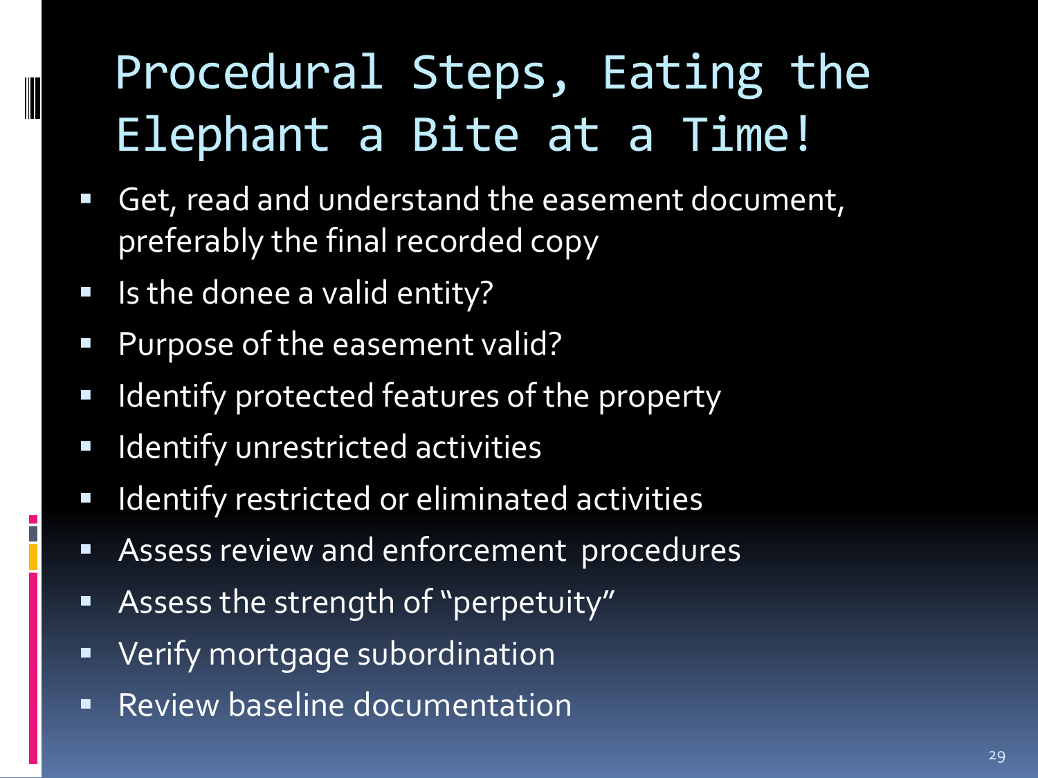# Procedural Steps, Eating the Elephant a Bite at a Time!

- Get, read and understand the easement document, preferably the final recorded copy
- Is the donee a valid entity?
- Purpose of the easement valid?
- Identify protected features of the property
- Identify unrestricted activities
- Identify restricted or eliminated activities
- Assess review and enforcement procedures
- Assess the strength of "perpetuity"
- Verify mortgage subordination
- Review baseline documentation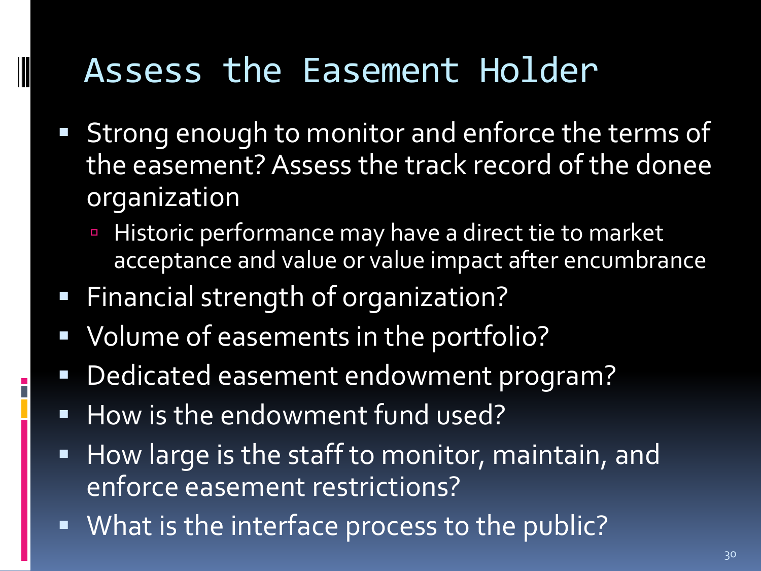# Assess the Easement Holder

- Strong enough to monitor and enforce the terms of the easement? Assess the track record of the donee organization
  - Historic performance may have a direct tie to market acceptance and value or value impact after encumbrance
- Financial strength of organization?
- Volume of easements in the portfolio?
- Dedicated easement endowment program?
- How is the endowment fund used?
- How large is the staff to monitor, maintain, and enforce easement restrictions?
- What is the interface process to the public?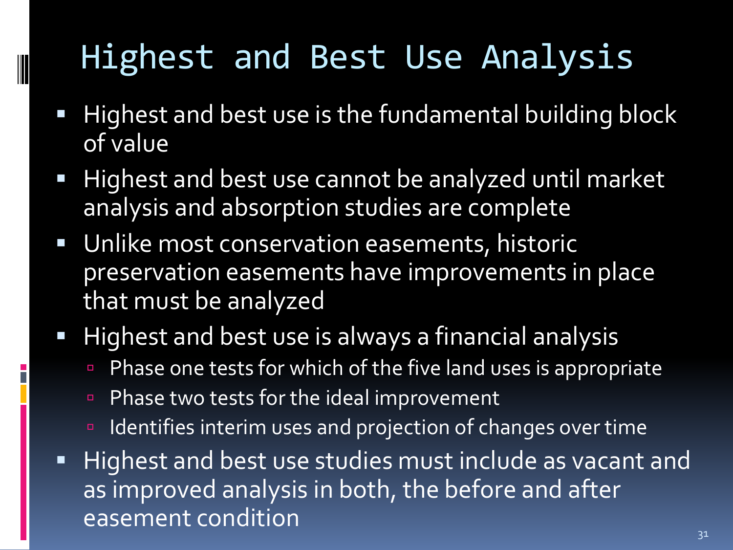# Highest and Best Use Analysis

- Highest and best use is the fundamental building block of value
- Highest and best use cannot be analyzed until market analysis and absorption studies are complete
- Unlike most conservation easements, historic preservation easements have improvements in place that must be analyzed
- Highest and best use is always a financial analysis
  - Phase one tests for which of the five land uses is appropriate
  - Phase two tests for the ideal improvement
  - Identifies interim uses and projection of changes over time
- Highest and best use studies must include as vacant and as improved analysis in both, the before and after easement condition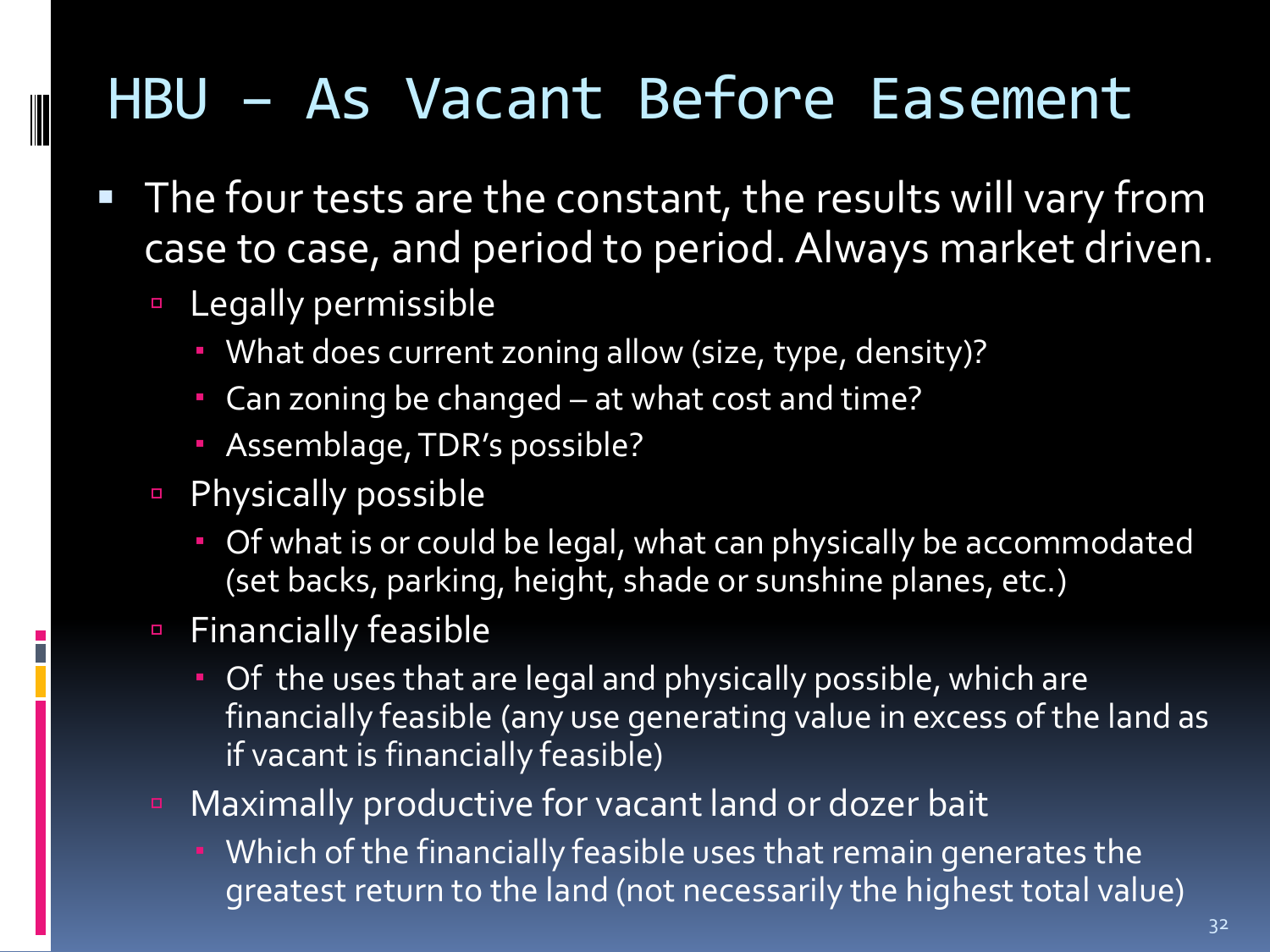# HBU – As Vacant Before Easement

- The four tests are the constant, the results will vary from case to case, and period to period. Always market driven.
  - Legally permissible
    - What does current zoning allow (size, type, density)?
    - Can zoning be changed – at what cost and time?
    - Assemblage, TDR's possible?
  - Physically possible
    - Of what is or could be legal, what can physically be accommodated (set backs, parking, height, shade or sunshine planes, etc.)
  - Financially feasible
    - Of the uses that are legal and physically possible, which are financially feasible (any use generating value in excess of the land as if vacant is financially feasible)
  - Maximally productive for vacant land or dozer bait
    - Which of the financially feasible uses that remain generates the greatest return to the land (not necessarily the highest total value)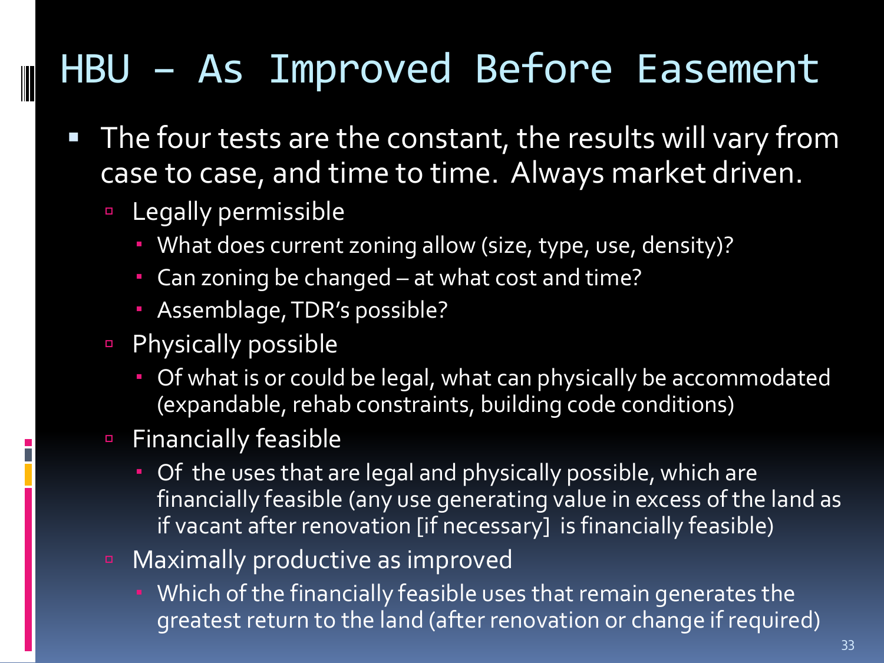# HBU – As Improved Before Easement

- The four tests are the constant, the results will vary from case to case, and time to time. Always market driven.
  - Legally permissible
    - What does current zoning allow (size, type, use, density)?
    - Can zoning be changed – at what cost and time?
    - Assemblage, TDR's possible?
  - Physically possible
    - Of what is or could be legal, what can physically be accommodated (expandable, rehab constraints, building code conditions)
  - Financially feasible
    - Of the uses that are legal and physically possible, which are financially feasible (any use generating value in excess of the land as if vacant after renovation [if necessary] is financially feasible)
  - Maximally productive as improved
    - Which of the financially feasible uses that remain generates the greatest return to the land (after renovation or change if required)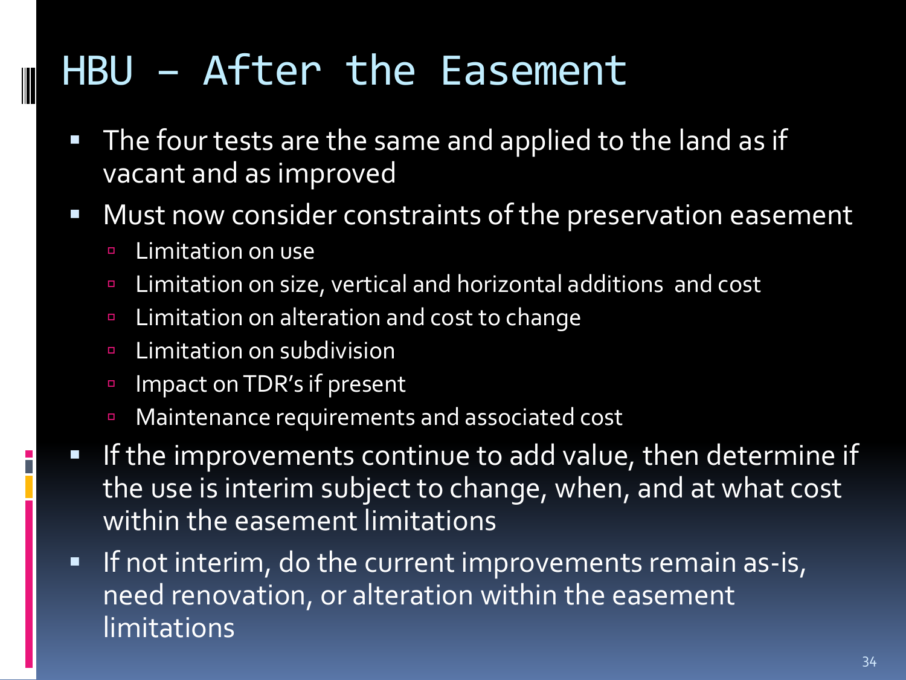# HBU – After the Easement

- The four tests are the same and applied to the land as if vacant and as improved
- Must now consider constraints of the preservation easement
  - Limitation on use
  - Limitation on size, vertical and horizontal additions  and cost
  - Limitation on alteration and cost to change
  - Limitation on subdivision
  - Impact on TDR's if present
  - Maintenance requirements and associated cost
- If the improvements continue to add value, then determine if the use is interim subject to change, when, and at what cost within the easement limitations
- If not interim, do the current improvements remain as-is, need renovation, or alteration within the easement limitations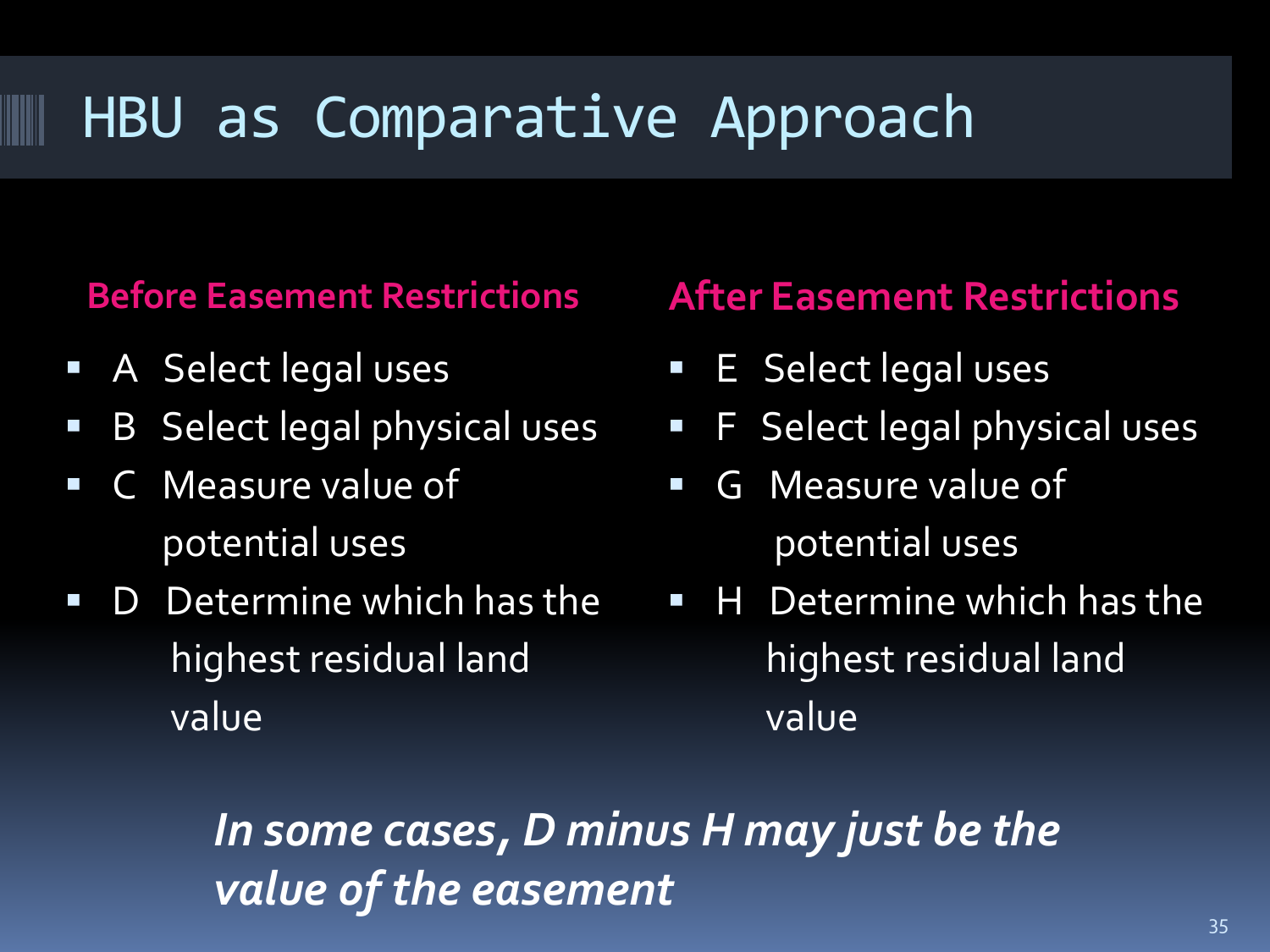# HBU as Comparative Approach

**Before Easement Restrictions**

- A Select legal uses
- B Select legal physical uses
- C Measure value of potential uses
- D Determine which has the highest residual land value

**After Easement Restrictions**

- E Select legal uses
- F Select legal physical uses
- G Measure value of potential uses
- H Determine which has the highest residual land value

***In some cases, D minus H may just be the value of the easement***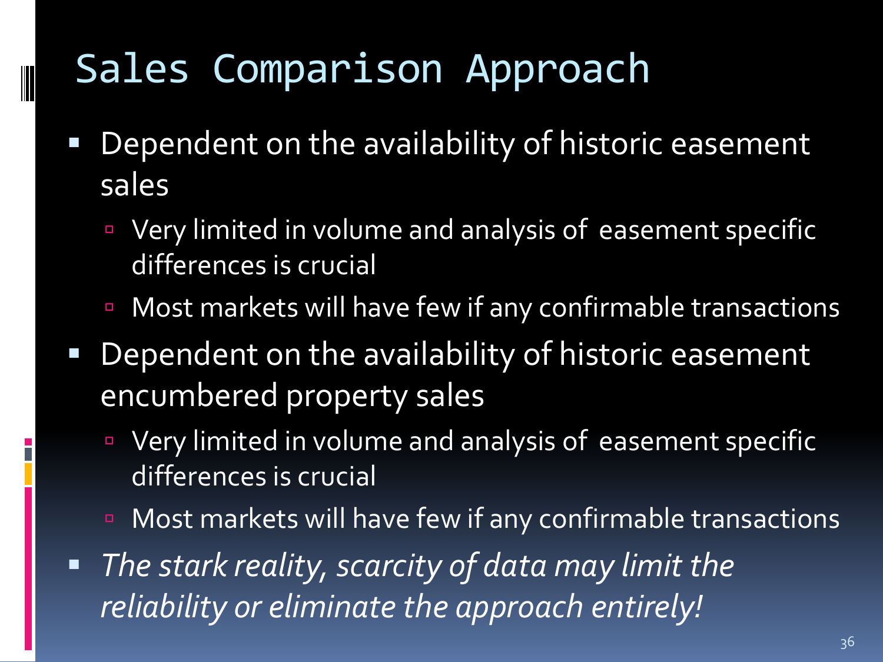# Sales Comparison Approach

- Dependent on the availability of historic easement sales
  - Very limited in volume and analysis of easement specific differences is crucial
  - Most markets will have few if any confirmable transactions
- Dependent on the availability of historic easement encumbered property sales
  - Very limited in volume and analysis of easement specific differences is crucial
  - Most markets will have few if any confirmable transactions
- *The stark reality, scarcity of data may limit the reliability or eliminate the approach entirely!*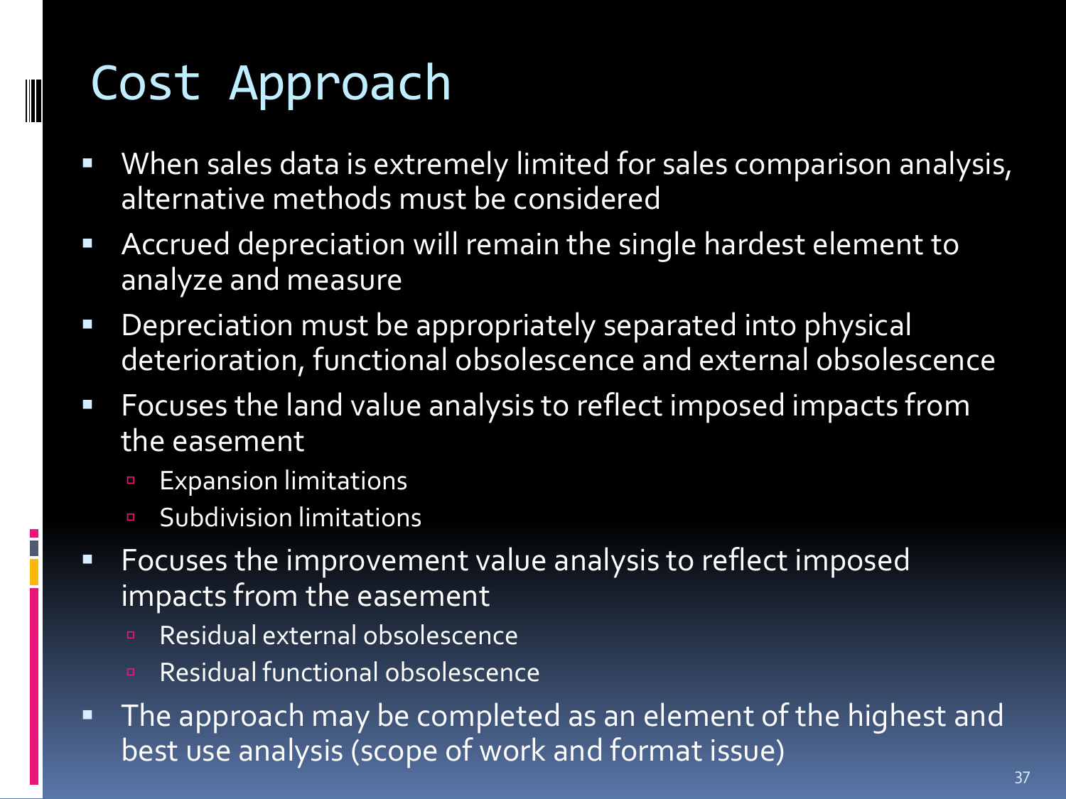# Cost Approach

- When sales data is extremely limited for sales comparison analysis, alternative methods must be considered
- Accrued depreciation will remain the single hardest element to analyze and measure
- Depreciation must be appropriately separated into physical deterioration, functional obsolescence and external obsolescence
- Focuses the land value analysis to reflect imposed impacts from the easement
  - Expansion limitations
  - Subdivision limitations
- Focuses the improvement value analysis to reflect imposed impacts from the easement
  - Residual external obsolescence
  - Residual functional obsolescence
- The approach may be completed as an element of the highest and best use analysis (scope of work and format issue)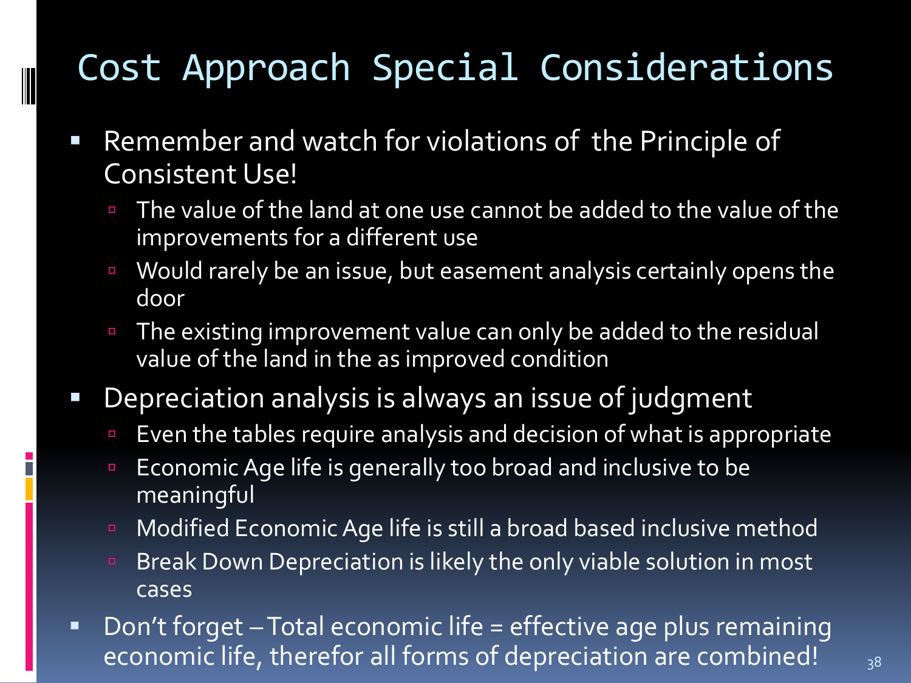# Cost Approach Special Considerations

- Remember and watch for violations of the Principle of Consistent Use!
  - The value of the land at one use cannot be added to the value of the improvements for a different use
  - Would rarely be an issue, but easement analysis certainly opens the door
  - The existing improvement value can only be added to the residual value of the land in the as improved condition
- Depreciation analysis is always an issue of judgment
  - Even the tables require analysis and decision of what is appropriate
  - Economic Age life is generally too broad and inclusive to be meaningful
  - Modified Economic Age life is still a broad based inclusive method
  - Break Down Depreciation is likely the only viable solution in most cases
- Don't forget – Total economic life = effective age plus remaining economic life, therefor all forms of depreciation are combined!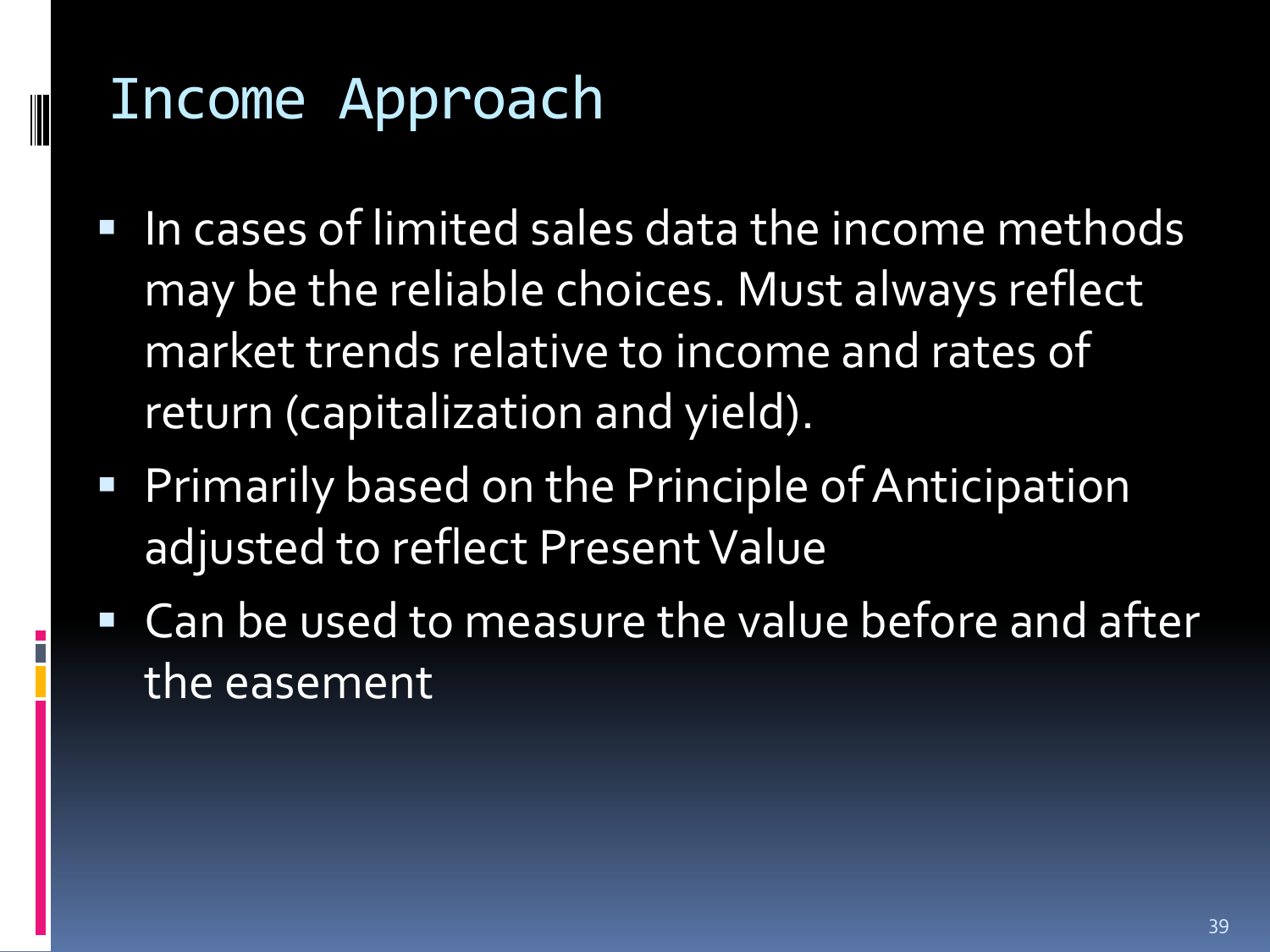# Income Approach

- In cases of limited sales data the income methods may be the reliable choices. Must always reflect market trends relative to income and rates of return (capitalization and yield).
- Primarily based on the Principle of Anticipation adjusted to reflect Present Value
- Can be used to measure the value before and after the easement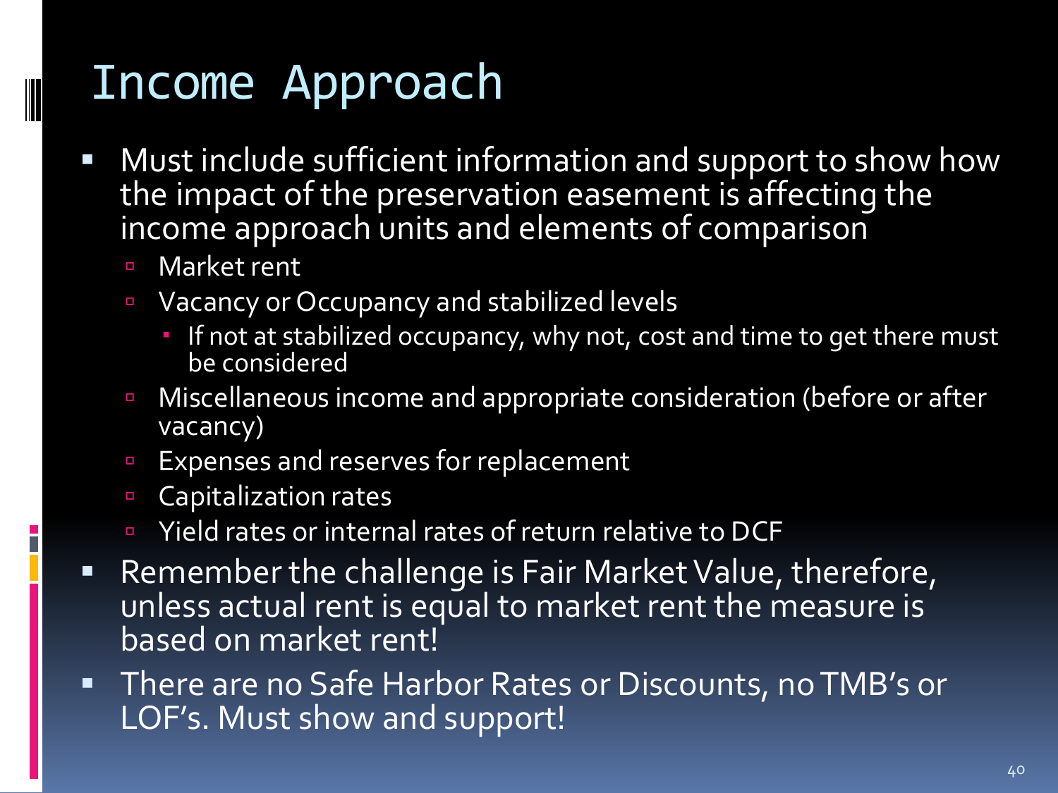# Income Approach

- Must include sufficient information and support to show how the impact of the preservation easement is affecting the income approach units and elements of comparison
  - Market rent
  - Vacancy or Occupancy and stabilized levels
    - If not at stabilized occupancy, why not, cost and time to get there must be considered
  - Miscellaneous income and appropriate consideration (before or after vacancy)
  - Expenses and reserves for replacement
  - Capitalization rates
  - Yield rates or internal rates of return relative to DCF
- Remember the challenge is Fair Market Value, therefore, unless actual rent is equal to market rent the measure is based on market rent!
- There are no Safe Harbor Rates or Discounts, no TMB's or LOF's. Must show and support!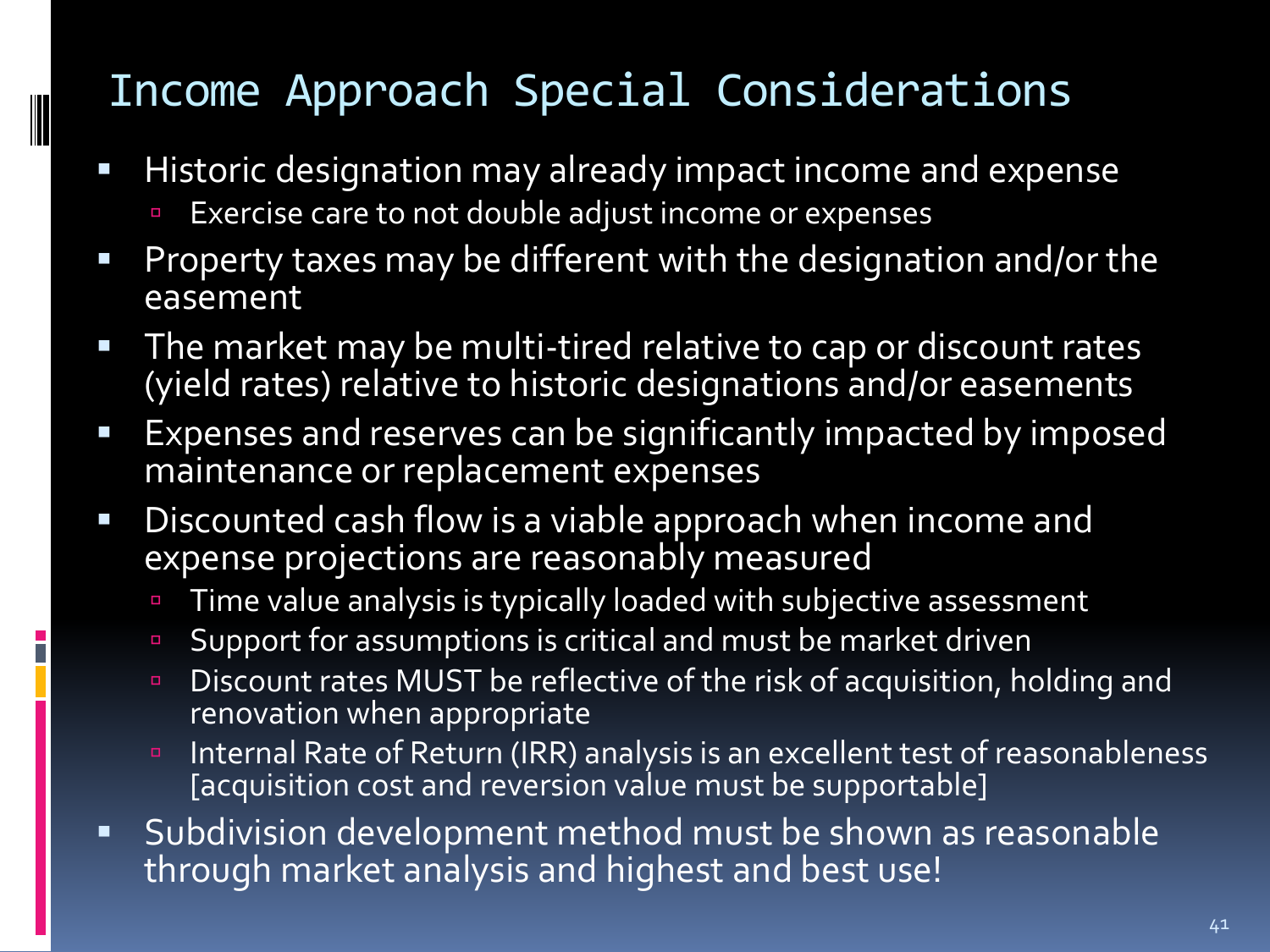# Income Approach Special Considerations

- Historic designation may already impact income and expense
  - Exercise care to not double adjust income or expenses
- Property taxes may be different with the designation and/or the easement
- The market may be multi-tired relative to cap or discount rates (yield rates) relative to historic designations and/or easements
- Expenses and reserves can be significantly impacted by imposed maintenance or replacement expenses
- Discounted cash flow is a viable approach when income and expense projections are reasonably measured
  - Time value analysis is typically loaded with subjective assessment
  - Support for assumptions is critical and must be market driven
  - Discount rates MUST be reflective of the risk of acquisition, holding and renovation when appropriate
  - Internal Rate of Return (IRR) analysis is an excellent test of reasonableness [acquisition cost and reversion value must be supportable]
- Subdivision development method must be shown as reasonable through market analysis and highest and best use!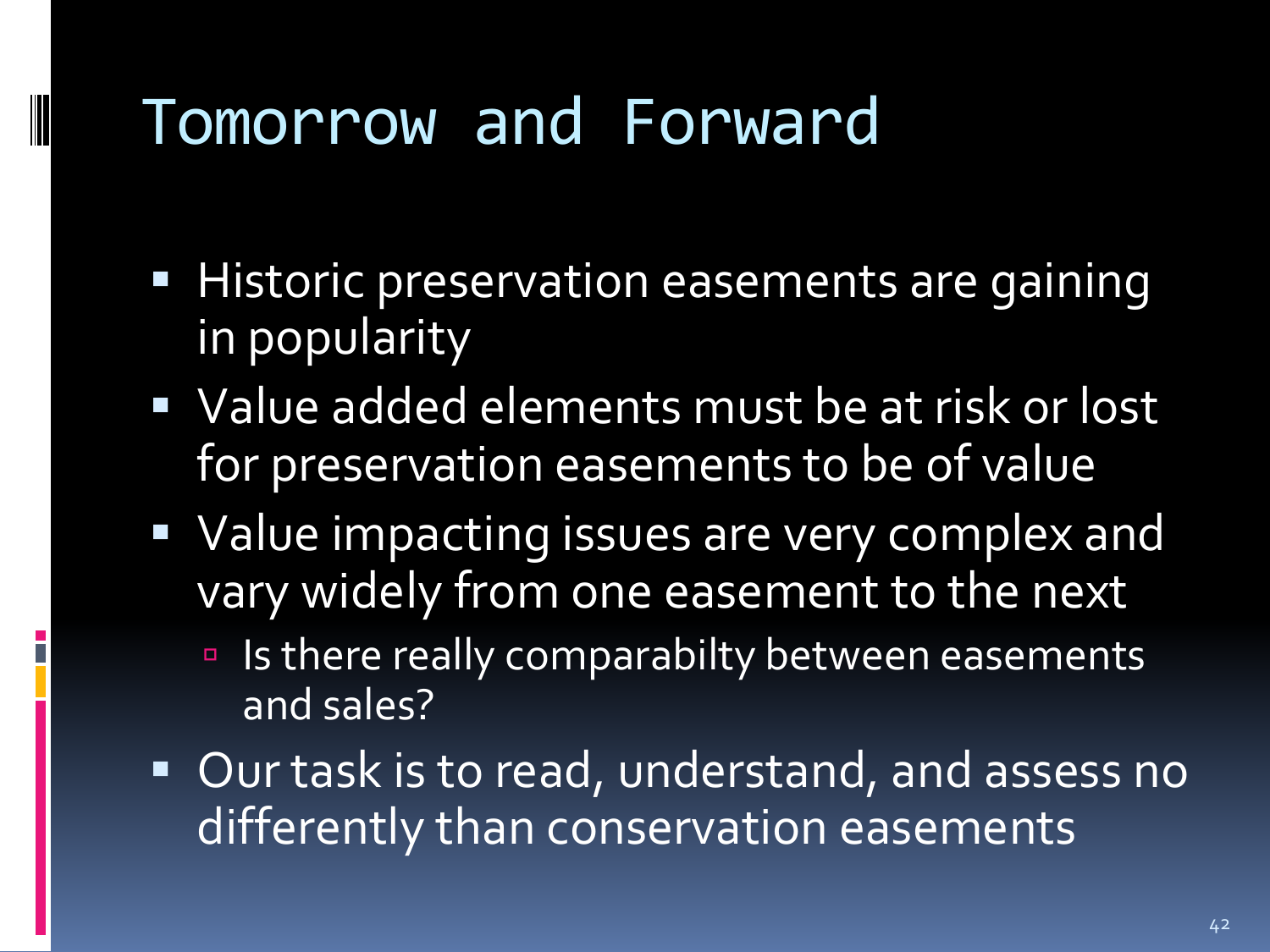# Tomorrow and Forward

- Historic preservation easements are gaining in popularity
- Value added elements must be at risk or lost for preservation easements to be of value
- Value impacting issues are very complex and vary widely from one easement to the next
  - Is there really comparabilty between easements and sales?
- Our task is to read, understand, and assess no differently than conservation easements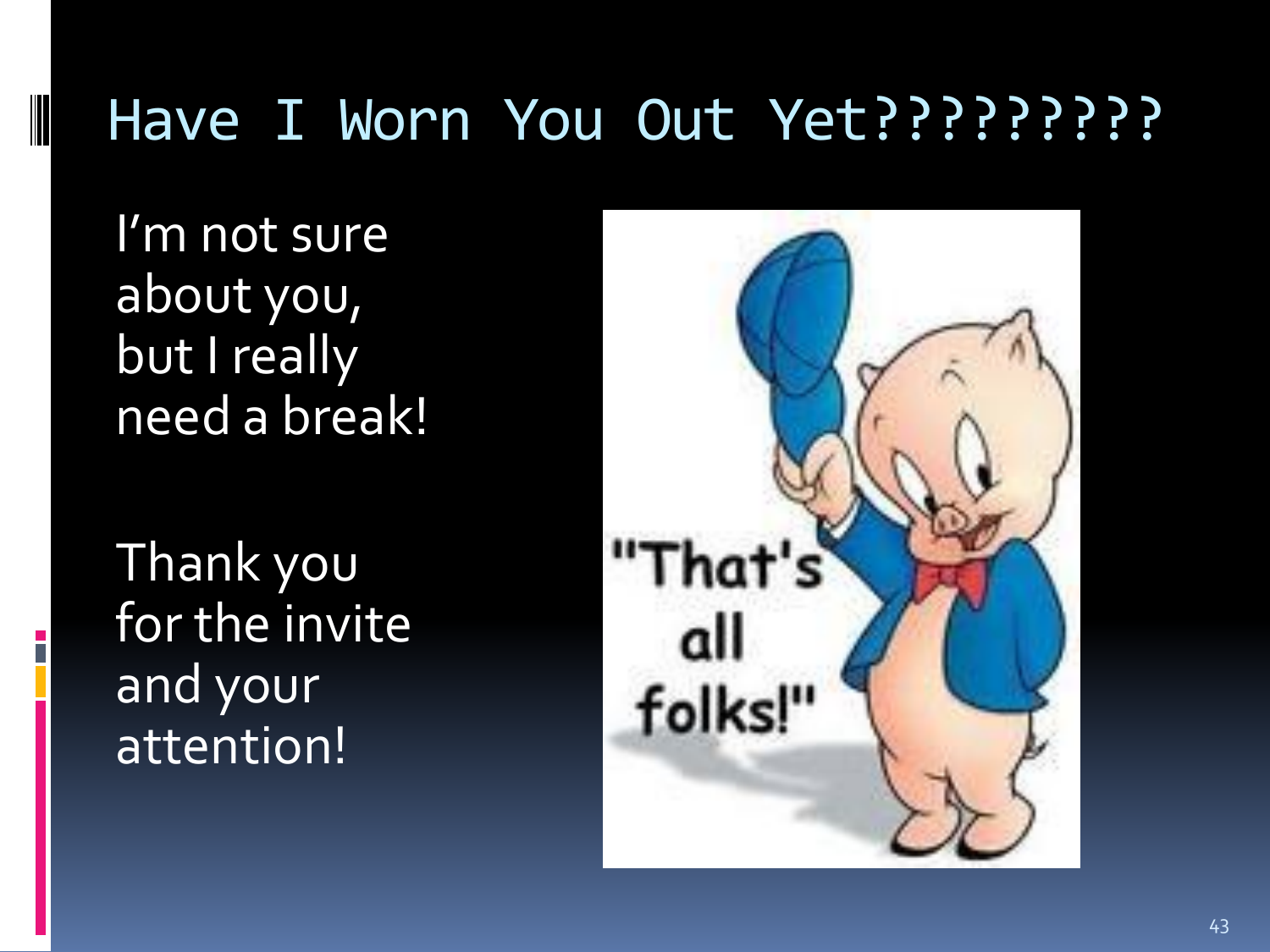# Have I Worn You Out Yet?????????

I'm not sure about you, but I really need a break!

Thank you for the invite and your attention!